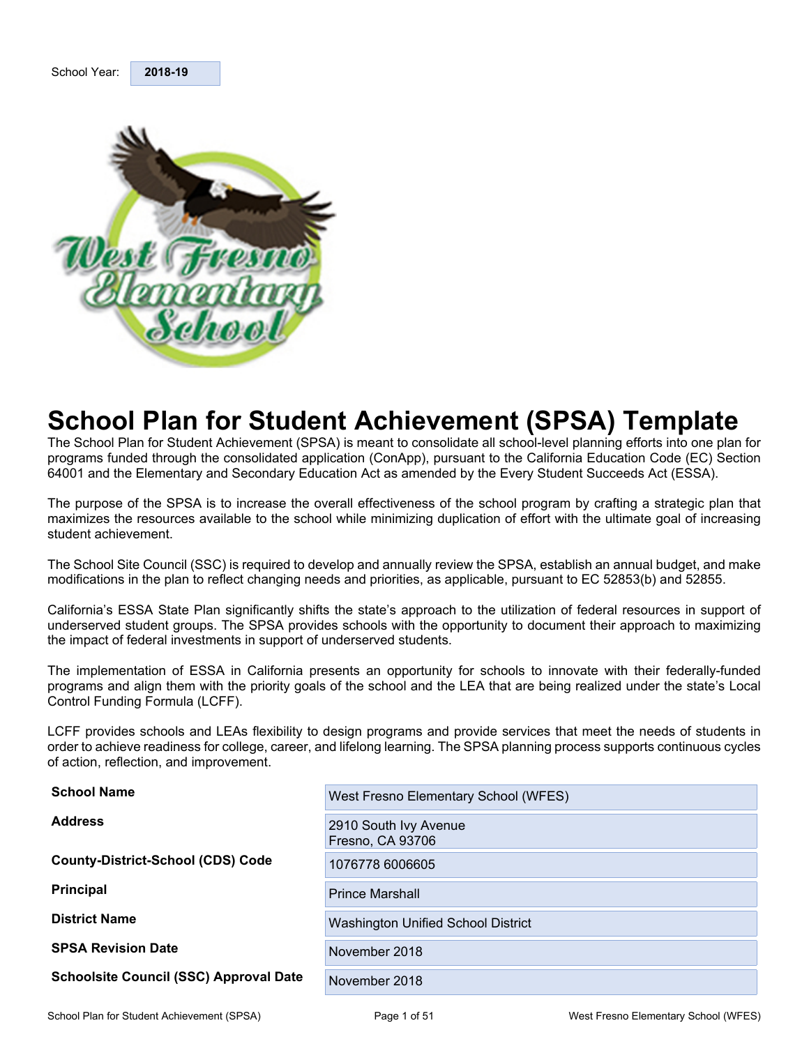School Year: **2018-19**

# School Plan for Student Achievement (SPSA) Template

The School Plan for Student Achievement (SPSA) is meant to consolidate all school-level planning efforts into one plan for programs funded through the consolidated application (ConApp), pursuant to the California Education Code (EC) Section 64001 and the Elementary and Secondary Education Act as amended by the Every Student Succeeds Act (ESSA).

The purpose of the SPSA is to increase the overall effectiveness of the school program by crafting a strategic plan that maximizes the resources available to the school while minimizing duplication of effort with the ultimate goal of increasing student achievement.

The School Site Council (SSC) is required to develop and annually review the SPSA, establish an annual budget, and make modifications in the plan to reflect changing needs and priorities, as applicable, pursuant to EC 52853(b) and 52855.

California's ESSA State Plan significantly shifts the state's approach to the utilization of federal resources in support of underserved student groups. The SPSA provides schools with the opportunity to document their approach to maximizing the impact of federal investments in support of underserved students.

The implementation of ESSA in California presents an opportunity for schools to innovate with their federally-funded programs and align them with the priority goals of the school and the LEA that are being realized under the state's Local Control Funding Formula (LCFF).

LCFF provides schools and LEAs flexibility to design programs and provide services that meet the needs of students in order to achieve readiness for college, career, and lifelong learning. The SPSA planning process supports continuous cycles of action, reflection, and improvement.

| | |
|---|---|
| **School Name** | West Fresno Elementary School (WFES) |
| **Address** | 2910 South Ivy Avenue<br>Fresno, CA 93706 |
| **County-District-School (CDS) Code** | 1076778 6006605 |
| **Principal** | Prince Marshall |
| **District Name** | Washington Unified School District |
| **SPSA Revision Date** | November 2018 |
| **Schoolsite Council (SSC) Approval Date** | November 2018 |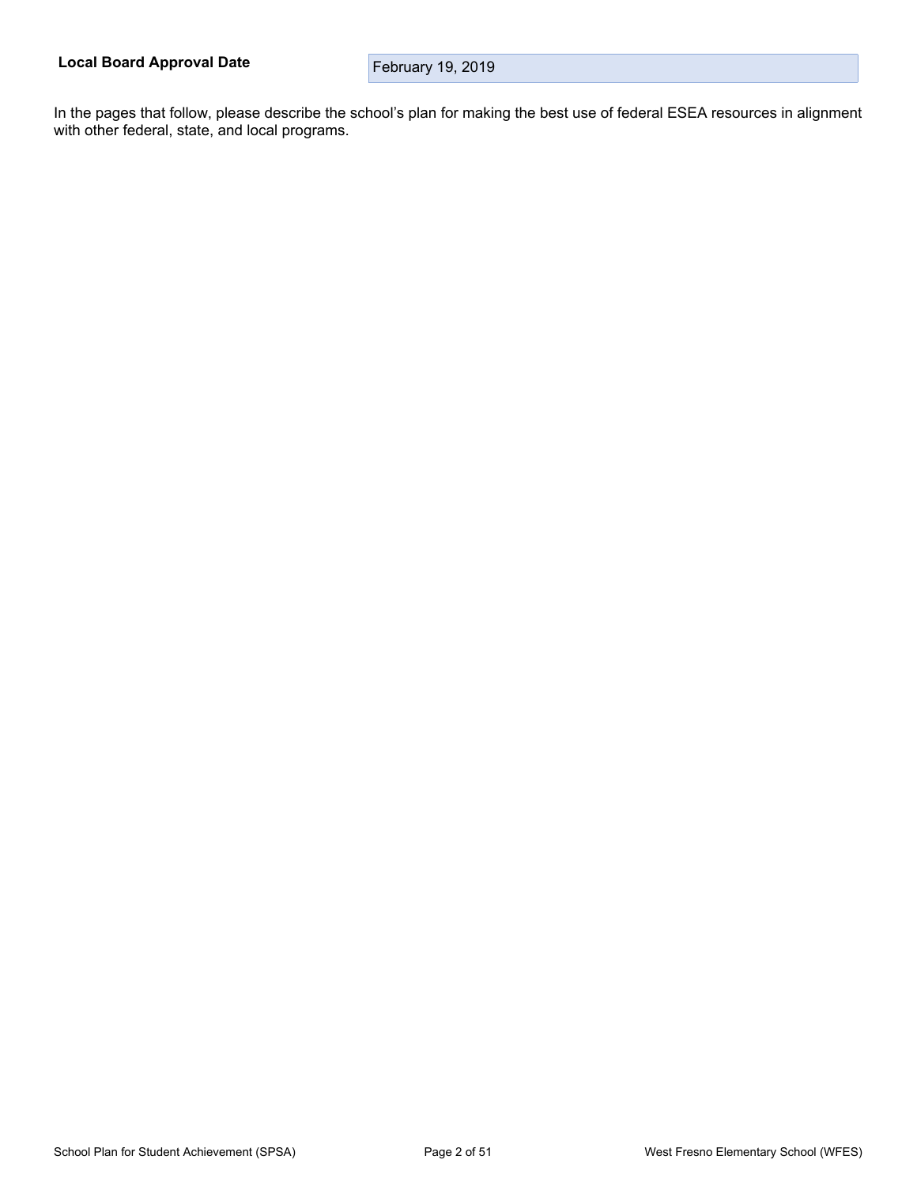| **Local Board Approval Date** | February 19, 2019 |
| --- | --- |

In the pages that follow, please describe the school's plan for making the best use of federal ESEA resources in alignment with other federal, state, and local programs.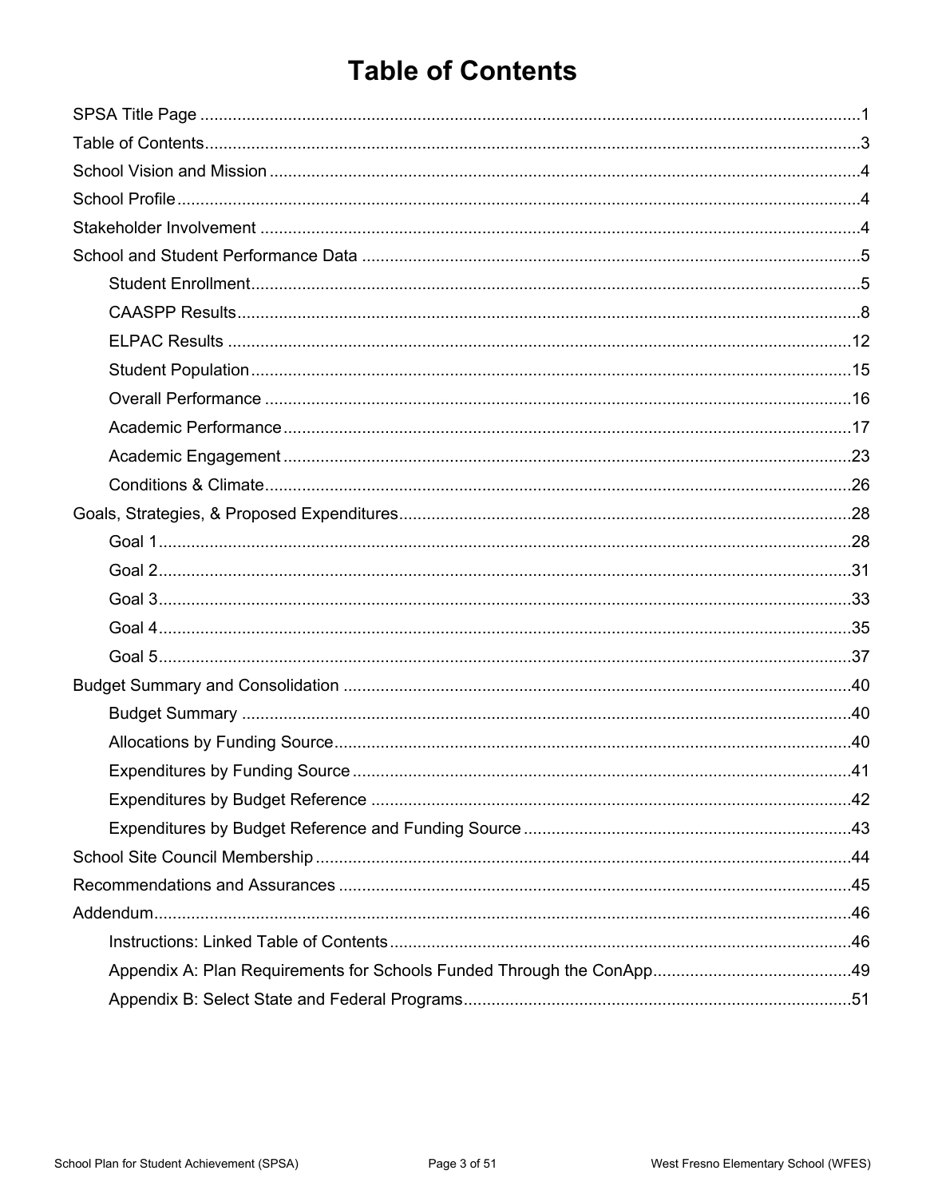# Table of Contents

- SPSA Title Page ..... 1
- Table of Contents ..... 3
- School Vision and Mission ..... 4
- School Profile ..... 4
- Stakeholder Involvement ..... 4
- School and Student Performance Data ..... 5
  - Student Enrollment ..... 5
  - CAASPP Results ..... 8
  - ELPAC Results ..... 12
  - Student Population ..... 15
  - Overall Performance ..... 16
  - Academic Performance ..... 17
  - Academic Engagement ..... 23
  - Conditions & Climate ..... 26
- Goals, Strategies, & Proposed Expenditures ..... 28
  - Goal 1 ..... 28
  - Goal 2 ..... 31
  - Goal 3 ..... 33
  - Goal 4 ..... 35
  - Goal 5 ..... 37
- Budget Summary and Consolidation ..... 40
  - Budget Summary ..... 40
  - Allocations by Funding Source ..... 40
  - Expenditures by Funding Source ..... 41
  - Expenditures by Budget Reference ..... 42
  - Expenditures by Budget Reference and Funding Source ..... 43
- School Site Council Membership ..... 44
- Recommendations and Assurances ..... 45
- Addendum ..... 46
  - Instructions: Linked Table of Contents ..... 46
  - Appendix A: Plan Requirements for Schools Funded Through the ConApp ..... 49
  - Appendix B: Select State and Federal Programs ..... 51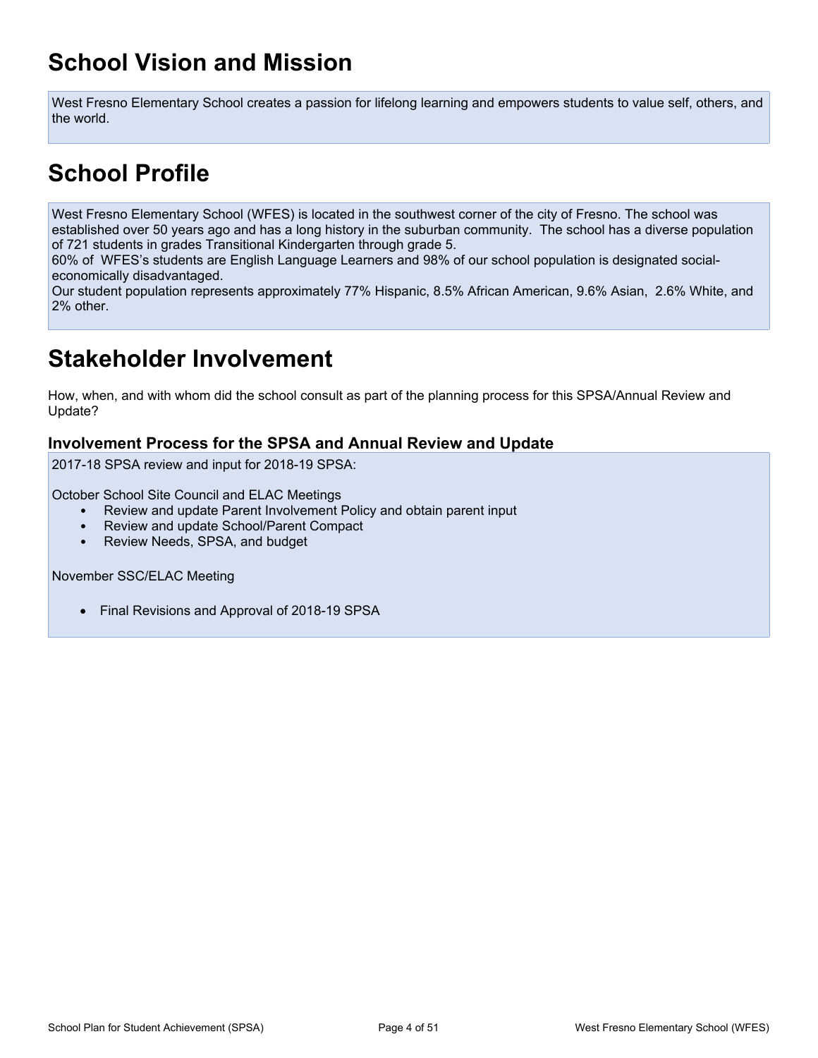# School Vision and Mission

West Fresno Elementary School creates a passion for lifelong learning and empowers students to value self, others, and the world.

# School Profile

West Fresno Elementary School (WFES) is located in the southwest corner of the city of Fresno. The school was established over 50 years ago and has a long history in the suburban community. The school has a diverse population of 721 students in grades Transitional Kindergarten through grade 5.
60% of WFES's students are English Language Learners and 98% of our school population is designated social-economically disadvantaged.
Our student population represents approximately 77% Hispanic, 8.5% African American, 9.6% Asian, 2.6% White, and 2% other.

# Stakeholder Involvement

How, when, and with whom did the school consult as part of the planning process for this SPSA/Annual Review and Update?

### Involvement Process for the SPSA and Annual Review and Update

2017-18 SPSA review and input for 2018-19 SPSA:

October School Site Council and ELAC Meetings

- Review and update Parent Involvement Policy and obtain parent input
- Review and update School/Parent Compact
- Review Needs, SPSA, and budget

November SSC/ELAC Meeting

- Final Revisions and Approval of 2018-19 SPSA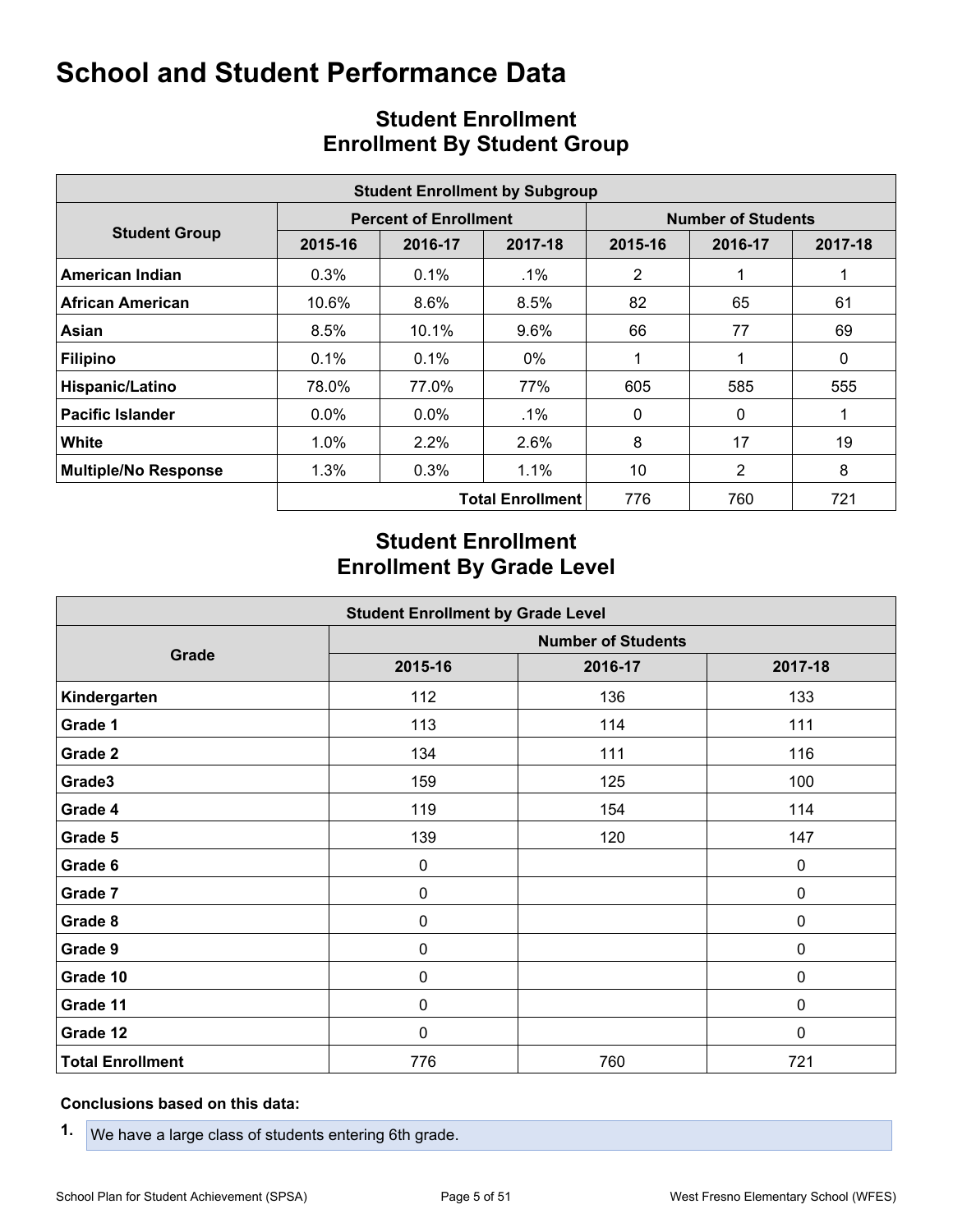# School and Student Performance Data

## Student Enrollment
## Enrollment By Student Group

| Student Enrollment by Subgroup | | | | | | |
|---|---|---|---|---|---|---|
| Student Group | Percent of Enrollment | | | Number of Students | | |
| | 2015-16 | 2016-17 | 2017-18 | 2015-16 | 2016-17 | 2017-18 |
| **American Indian** | 0.3% | 0.1% | .1% | 2 | 1 | 1 |
| **African American** | 10.6% | 8.6% | 8.5% | 82 | 65 | 61 |
| **Asian** | 8.5% | 10.1% | 9.6% | 66 | 77 | 69 |
| **Filipino** | 0.1% | 0.1% | 0% | 1 | 1 | 0 |
| **Hispanic/Latino** | 78.0% | 77.0% | 77% | 605 | 585 | 555 |
| **Pacific Islander** | 0.0% | 0.0% | .1% | 0 | 0 | 1 |
| **White** | 1.0% | 2.2% | 2.6% | 8 | 17 | 19 |
| **Multiple/No Response** | 1.3% | 0.3% | 1.1% | 10 | 2 | 8 |
| | | | **Total Enrollment** | 776 | 760 | 721 |

## Student Enrollment
## Enrollment By Grade Level

| Student Enrollment by Grade Level | | | |
|---|---|---|---|
| Grade | Number of Students | | |
| | 2015-16 | 2016-17 | 2017-18 |
| **Kindergarten** | 112 | 136 | 133 |
| **Grade 1** | 113 | 114 | 111 |
| **Grade 2** | 134 | 111 | 116 |
| **Grade3** | 159 | 125 | 100 |
| **Grade 4** | 119 | 154 | 114 |
| **Grade 5** | 139 | 120 | 147 |
| **Grade 6** | 0 | | 0 |
| **Grade 7** | 0 | | 0 |
| **Grade 8** | 0 | | 0 |
| **Grade 9** | 0 | | 0 |
| **Grade 10** | 0 | | 0 |
| **Grade 11** | 0 | | 0 |
| **Grade 12** | 0 | | 0 |
| **Total Enrollment** | 776 | 760 | 721 |

**Conclusions based on this data:**

1. We have a large class of students entering 6th grade.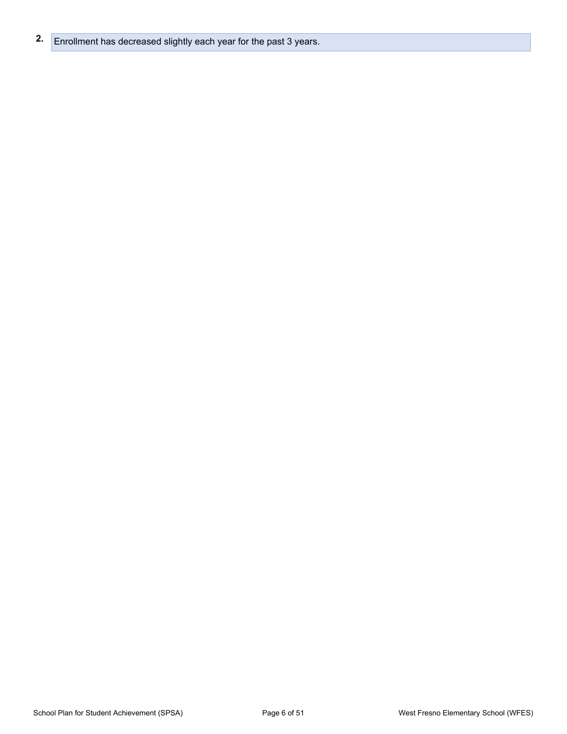2. Enrollment has decreased slightly each year for the past 3 years.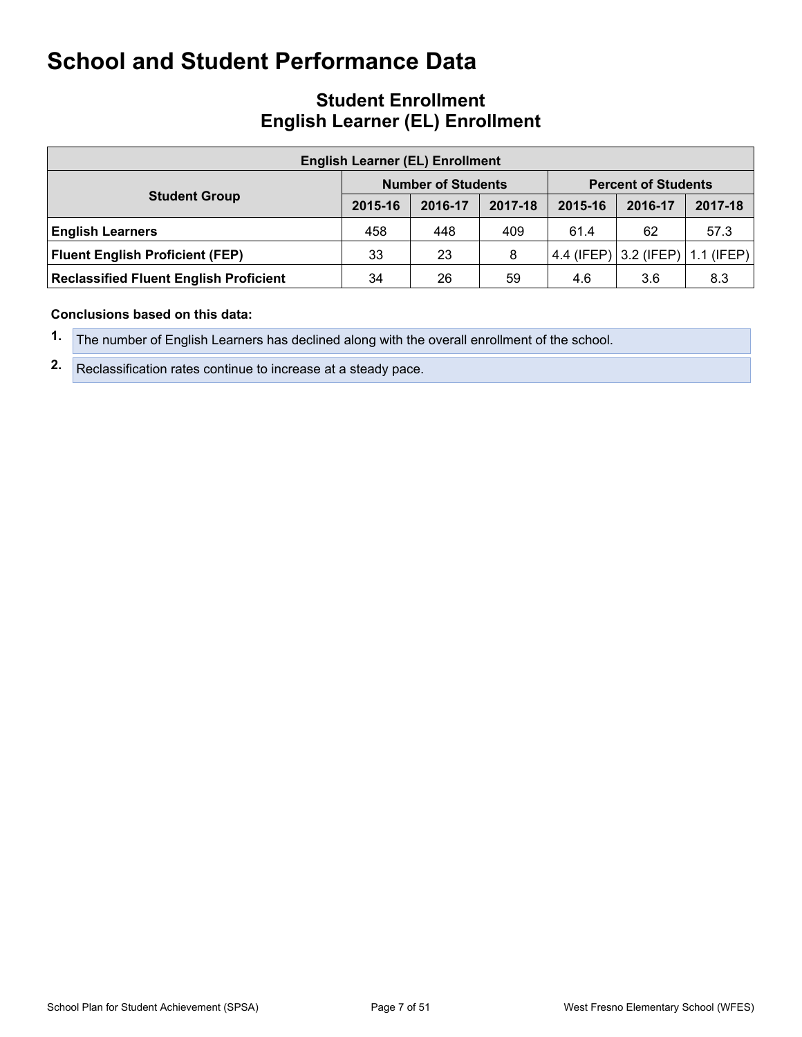# School and Student Performance Data

## Student Enrollment
## English Learner (EL) Enrollment

| English Learner (EL) Enrollment | | | | | | |
|---|---|---|---|---|---|---|
| Student Group | Number of Students | | | Percent of Students | | |
| | 2015-16 | 2016-17 | 2017-18 | 2015-16 | 2016-17 | 2017-18 |
| **English Learners** | 458 | 448 | 409 | 61.4 | 62 | 57.3 |
| **Fluent English Proficient (FEP)** | 33 | 23 | 8 | 4.4 (IFEP) | 3.2 (IFEP) | 1.1 (IFEP) |
| **Reclassified Fluent English Proficient** | 34 | 26 | 59 | 4.6 | 3.6 | 8.3 |

**Conclusions based on this data:**

1. The number of English Learners has declined along with the overall enrollment of the school.
2. Reclassification rates continue to increase at a steady pace.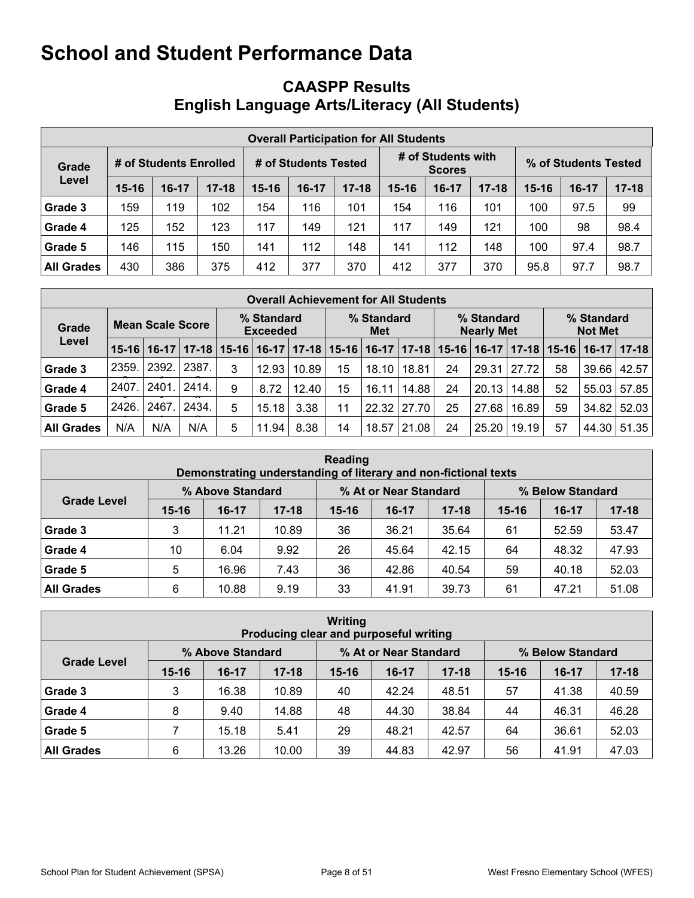# School and Student Performance Data

## CAASPP Results
## English Language Arts/Literacy (All Students)

| Overall Participation for All Students | | | | | | | | | | | | |
|---|---|---|---|---|---|---|---|---|---|---|---|---|
| Grade Level | # of Students Enrolled | | | # of Students Tested | | | # of Students with Scores | | | % of Students Tested | | |
| | 15-16 | 16-17 | 17-18 | 15-16 | 16-17 | 17-18 | 15-16 | 16-17 | 17-18 | 15-16 | 16-17 | 17-18 |
| Grade 3 | 159 | 119 | 102 | 154 | 116 | 101 | 154 | 116 | 101 | 100 | 97.5 | 99 |
| Grade 4 | 125 | 152 | 123 | 117 | 149 | 121 | 117 | 149 | 121 | 100 | 98 | 98.4 |
| Grade 5 | 146 | 115 | 150 | 141 | 112 | 148 | 141 | 112 | 148 | 100 | 97.4 | 98.7 |
| All Grades | 430 | 386 | 375 | 412 | 377 | 370 | 412 | 377 | 370 | 95.8 | 97.7 | 98.7 |

| Overall Achievement for All Students | | | | | | | | | | | | | | | |
|---|---|---|---|---|---|---|---|---|---|---|---|---|---|---|---|
| Grade Level | Mean Scale Score | | | % Standard Exceeded | | | % Standard Met | | | % Standard Nearly Met | | | % Standard Not Met | | |
| | 15-16 | 16-17 | 17-18 | 15-16 | 16-17 | 17-18 | 15-16 | 16-17 | 17-18 | 15-16 | 16-17 | 17-18 | 15-16 | 16-17 | 17-18 |
| Grade 3 | 2359. | 2392. | 2387. | 3 | 12.93 | 10.89 | 15 | 18.10 | 18.81 | 24 | 29.31 | 27.72 | 58 | 39.66 | 42.57 |
| Grade 4 | 2407. | 2401. | 2414. | 9 | 8.72 | 12.40 | 15 | 16.11 | 14.88 | 24 | 20.13 | 14.88 | 52 | 55.03 | 57.85 |
| Grade 5 | 2426. | 2467. | 2434. | 5 | 15.18 | 3.38 | 11 | 22.32 | 27.70 | 25 | 27.68 | 16.89 | 59 | 34.82 | 52.03 |
| All Grades | N/A | N/A | N/A | 5 | 11.94 | 8.38 | 14 | 18.57 | 21.08 | 24 | 25.20 | 19.19 | 57 | 44.30 | 51.35 |

| Reading<br>Demonstrating understanding of literary and non-fictional texts | | | | | | | | | |
|---|---|---|---|---|---|---|---|---|---|
| Grade Level | % Above Standard | | | % At or Near Standard | | | % Below Standard | | |
| | 15-16 | 16-17 | 17-18 | 15-16 | 16-17 | 17-18 | 15-16 | 16-17 | 17-18 |
| Grade 3 | 3 | 11.21 | 10.89 | 36 | 36.21 | 35.64 | 61 | 52.59 | 53.47 |
| Grade 4 | 10 | 6.04 | 9.92 | 26 | 45.64 | 42.15 | 64 | 48.32 | 47.93 |
| Grade 5 | 5 | 16.96 | 7.43 | 36 | 42.86 | 40.54 | 59 | 40.18 | 52.03 |
| All Grades | 6 | 10.88 | 9.19 | 33 | 41.91 | 39.73 | 61 | 47.21 | 51.08 |

| Writing<br>Producing clear and purposeful writing | | | | | | | | | |
|---|---|---|---|---|---|---|---|---|---|
| Grade Level | % Above Standard | | | % At or Near Standard | | | % Below Standard | | |
| | 15-16 | 16-17 | 17-18 | 15-16 | 16-17 | 17-18 | 15-16 | 16-17 | 17-18 |
| Grade 3 | 3 | 16.38 | 10.89 | 40 | 42.24 | 48.51 | 57 | 41.38 | 40.59 |
| Grade 4 | 8 | 9.40 | 14.88 | 48 | 44.30 | 38.84 | 44 | 46.31 | 46.28 |
| Grade 5 | 7 | 15.18 | 5.41 | 29 | 48.21 | 42.57 | 64 | 36.61 | 52.03 |
| All Grades | 6 | 13.26 | 10.00 | 39 | 44.83 | 42.97 | 56 | 41.91 | 47.03 |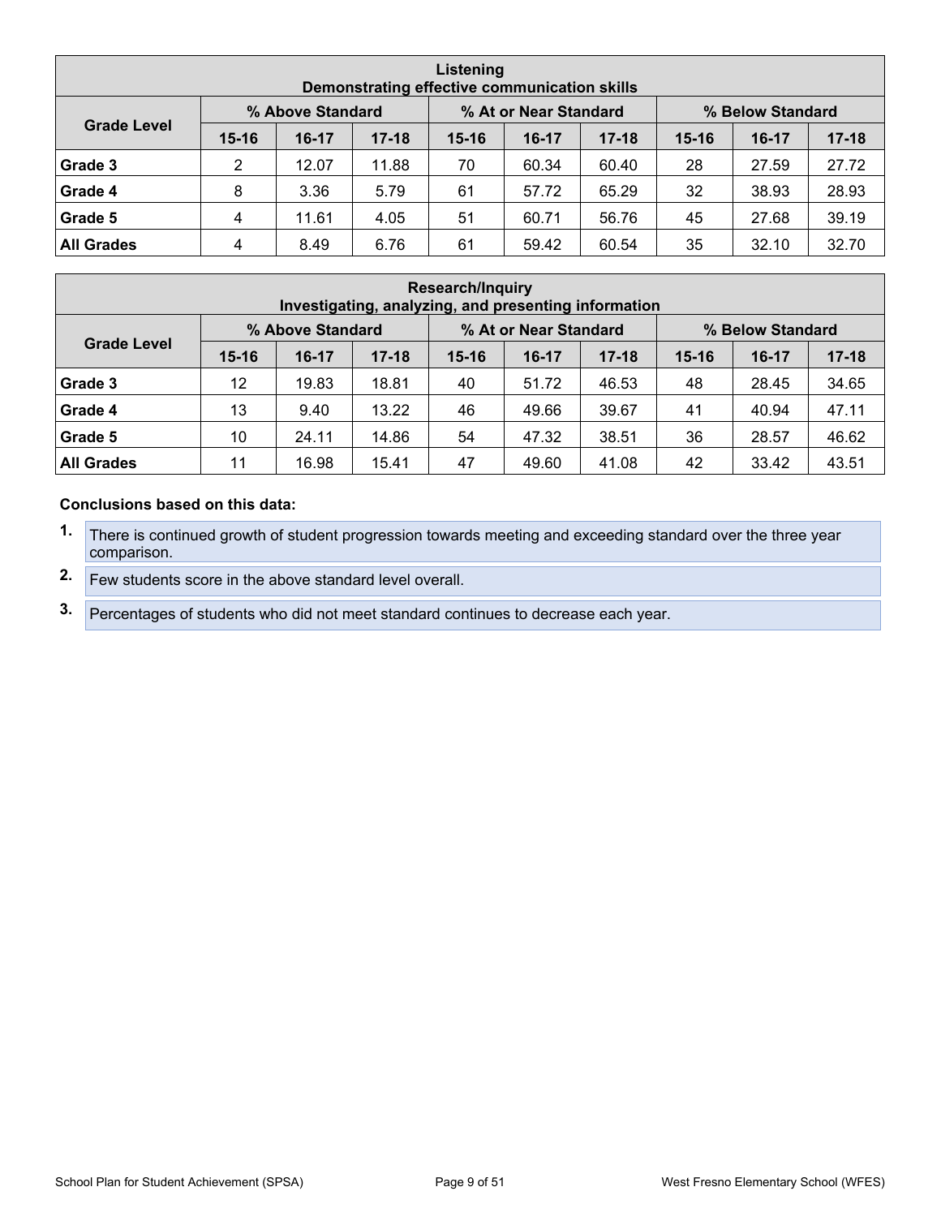| Listening<br>Demonstrating effective communication skills | | | | | | | | | |
|---|---|---|---|---|---|---|---|---|---|
| Grade Level | % Above Standard | | | % At or Near Standard | | | % Below Standard | | |
| | 15-16 | 16-17 | 17-18 | 15-16 | 16-17 | 17-18 | 15-16 | 16-17 | 17-18 |
| **Grade 3** | 2 | 12.07 | 11.88 | 70 | 60.34 | 60.40 | 28 | 27.59 | 27.72 |
| **Grade 4** | 8 | 3.36 | 5.79 | 61 | 57.72 | 65.29 | 32 | 38.93 | 28.93 |
| **Grade 5** | 4 | 11.61 | 4.05 | 51 | 60.71 | 56.76 | 45 | 27.68 | 39.19 |
| **All Grades** | 4 | 8.49 | 6.76 | 61 | 59.42 | 60.54 | 35 | 32.10 | 32.70 |

| Research/Inquiry<br>Investigating, analyzing, and presenting information | | | | | | | | | |
|---|---|---|---|---|---|---|---|---|---|
| Grade Level | % Above Standard | | | % At or Near Standard | | | % Below Standard | | |
| | 15-16 | 16-17 | 17-18 | 15-16 | 16-17 | 17-18 | 15-16 | 16-17 | 17-18 |
| **Grade 3** | 12 | 19.83 | 18.81 | 40 | 51.72 | 46.53 | 48 | 28.45 | 34.65 |
| **Grade 4** | 13 | 9.40 | 13.22 | 46 | 49.66 | 39.67 | 41 | 40.94 | 47.11 |
| **Grade 5** | 10 | 24.11 | 14.86 | 54 | 47.32 | 38.51 | 36 | 28.57 | 46.62 |
| **All Grades** | 11 | 16.98 | 15.41 | 47 | 49.60 | 41.08 | 42 | 33.42 | 43.51 |

**Conclusions based on this data:**

1. There is continued growth of student progression towards meeting and exceeding standard over the three year comparison.
2. Few students score in the above standard level overall.
3. Percentages of students who did not meet standard continues to decrease each year.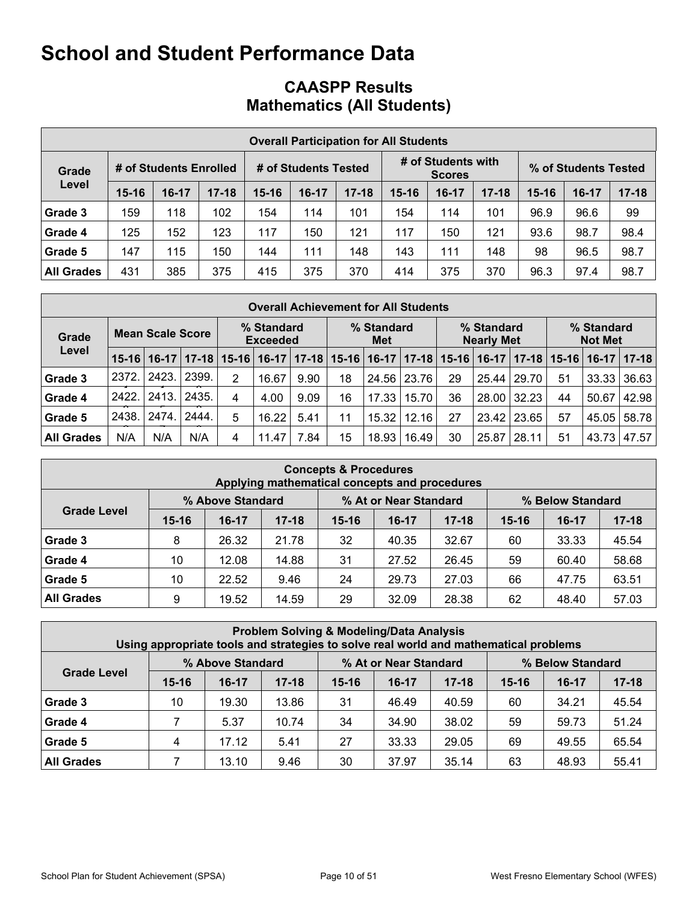# School and Student Performance Data

## CAASPP Results
## Mathematics (All Students)

| Overall Participation for All Students | | | | | | | | | | | | |
|---|---|---|---|---|---|---|---|---|---|---|---|---|
| Grade Level | # of Students Enrolled | | | # of Students Tested | | | # of Students with Scores | | | % of Students Tested | | |
| | 15-16 | 16-17 | 17-18 | 15-16 | 16-17 | 17-18 | 15-16 | 16-17 | 17-18 | 15-16 | 16-17 | 17-18 |
| Grade 3 | 159 | 118 | 102 | 154 | 114 | 101 | 154 | 114 | 101 | 96.9 | 96.6 | 99 |
| Grade 4 | 125 | 152 | 123 | 117 | 150 | 121 | 117 | 150 | 121 | 93.6 | 98.7 | 98.4 |
| Grade 5 | 147 | 115 | 150 | 144 | 111 | 148 | 143 | 111 | 148 | 98 | 96.5 | 98.7 |
| All Grades | 431 | 385 | 375 | 415 | 375 | 370 | 414 | 375 | 370 | 96.3 | 97.4 | 98.7 |

| Overall Achievement for All Students | | | | | | | | | | | | | | | |
|---|---|---|---|---|---|---|---|---|---|---|---|---|---|---|---|
| Grade Level | Mean Scale Score | | | % Standard Exceeded | | | % Standard Met | | | % Standard Nearly Met | | | % Standard Not Met | | |
| | 15-16 | 16-17 | 17-18 | 15-16 | 16-17 | 17-18 | 15-16 | 16-17 | 17-18 | 15-16 | 16-17 | 17-18 | 15-16 | 16-17 | 17-18 |
| Grade 3 | 2372. | 2423. | 2399. | 2 | 16.67 | 9.90 | 18 | 24.56 | 23.76 | 29 | 25.44 | 29.70 | 51 | 33.33 | 36.63 |
| Grade 4 | 2422. | 2413. | 2435. | 4 | 4.00 | 9.09 | 16 | 17.33 | 15.70 | 36 | 28.00 | 32.23 | 44 | 50.67 | 42.98 |
| Grade 5 | 2438. | 2474. | 2444. | 5 | 16.22 | 5.41 | 11 | 15.32 | 12.16 | 27 | 23.42 | 23.65 | 57 | 45.05 | 58.78 |
| All Grades | N/A | N/A | N/A | 4 | 11.47 | 7.84 | 15 | 18.93 | 16.49 | 30 | 25.87 | 28.11 | 51 | 43.73 | 47.57 |

| Concepts & Procedures<br>Applying mathematical concepts and procedures | | | | | | | | | |
|---|---|---|---|---|---|---|---|---|---|
| Grade Level | % Above Standard | | | % At or Near Standard | | | % Below Standard | | |
| | 15-16 | 16-17 | 17-18 | 15-16 | 16-17 | 17-18 | 15-16 | 16-17 | 17-18 |
| Grade 3 | 8 | 26.32 | 21.78 | 32 | 40.35 | 32.67 | 60 | 33.33 | 45.54 |
| Grade 4 | 10 | 12.08 | 14.88 | 31 | 27.52 | 26.45 | 59 | 60.40 | 58.68 |
| Grade 5 | 10 | 22.52 | 9.46 | 24 | 29.73 | 27.03 | 66 | 47.75 | 63.51 |
| All Grades | 9 | 19.52 | 14.59 | 29 | 32.09 | 28.38 | 62 | 48.40 | 57.03 |

| Problem Solving & Modeling/Data Analysis<br>Using appropriate tools and strategies to solve real world and mathematical problems | | | | | | | | | |
|---|---|---|---|---|---|---|---|---|---|
| Grade Level | % Above Standard | | | % At or Near Standard | | | % Below Standard | | |
| | 15-16 | 16-17 | 17-18 | 15-16 | 16-17 | 17-18 | 15-16 | 16-17 | 17-18 |
| Grade 3 | 10 | 19.30 | 13.86 | 31 | 46.49 | 40.59 | 60 | 34.21 | 45.54 |
| Grade 4 | 7 | 5.37 | 10.74 | 34 | 34.90 | 38.02 | 59 | 59.73 | 51.24 |
| Grade 5 | 4 | 17.12 | 5.41 | 27 | 33.33 | 29.05 | 69 | 49.55 | 65.54 |
| All Grades | 7 | 13.10 | 9.46 | 30 | 37.97 | 35.14 | 63 | 48.93 | 55.41 |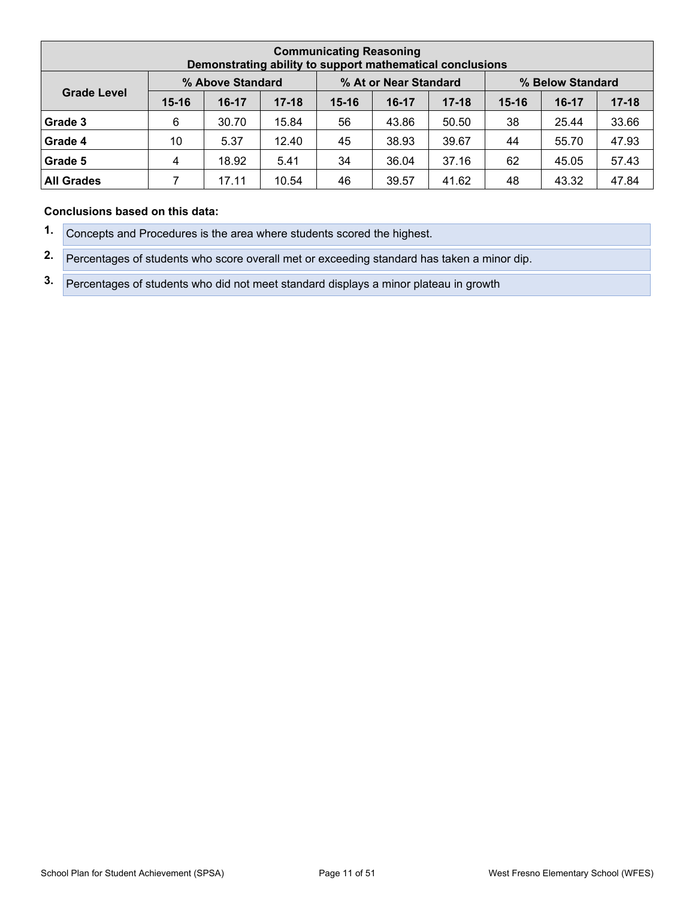| Communicating Reasoning<br>Demonstrating ability to support mathematical conclusions | | | | | | | | | |
|---|---|---|---|---|---|---|---|---|---|
| Grade Level | % Above Standard | | | % At or Near Standard | | | % Below Standard | | |
| | 15-16 | 16-17 | 17-18 | 15-16 | 16-17 | 17-18 | 15-16 | 16-17 | 17-18 |
| **Grade 3** | 6 | 30.70 | 15.84 | 56 | 43.86 | 50.50 | 38 | 25.44 | 33.66 |
| **Grade 4** | 10 | 5.37 | 12.40 | 45 | 38.93 | 39.67 | 44 | 55.70 | 47.93 |
| **Grade 5** | 4 | 18.92 | 5.41 | 34 | 36.04 | 37.16 | 62 | 45.05 | 57.43 |
| **All Grades** | 7 | 17.11 | 10.54 | 46 | 39.57 | 41.62 | 48 | 43.32 | 47.84 |

**Conclusions based on this data:**

1. Concepts and Procedures is the area where students scored the highest.
2. Percentages of students who score overall met or exceeding standard has taken a minor dip.
3. Percentages of students who did not meet standard displays a minor plateau in growth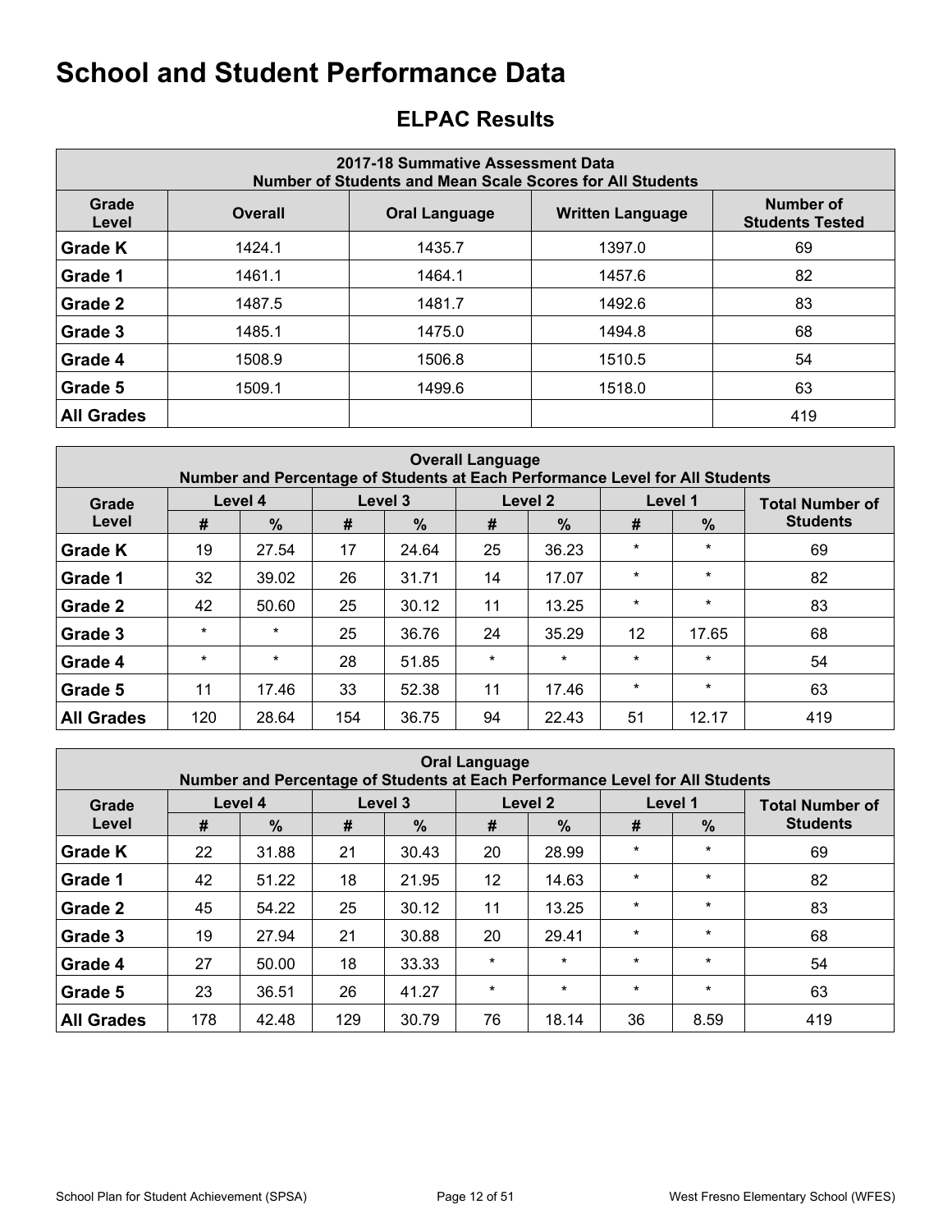# School and Student Performance Data

## ELPAC Results

| 2017-18 Summative Assessment Data<br>Number of Students and Mean Scale Scores for All Students | | | | |
|---|---|---|---|---|
| **Grade Level** | **Overall** | **Oral Language** | **Written Language** | **Number of Students Tested** |
| **Grade K** | 1424.1 | 1435.7 | 1397.0 | 69 |
| **Grade 1** | 1461.1 | 1464.1 | 1457.6 | 82 |
| **Grade 2** | 1487.5 | 1481.7 | 1492.6 | 83 |
| **Grade 3** | 1485.1 | 1475.0 | 1494.8 | 68 |
| **Grade 4** | 1508.9 | 1506.8 | 1510.5 | 54 |
| **Grade 5** | 1509.1 | 1499.6 | 1518.0 | 63 |
| **All Grades** | | | | 419 |

| Overall Language<br>Number and Percentage of Students at Each Performance Level for All Students | | | | | | | | | |
|---|---|---|---|---|---|---|---|---|---|
| **Grade Level** | **Level 4** | | **Level 3** | | **Level 2** | | **Level 1** | | **Total Number of Students** |
| | **#** | **%** | **#** | **%** | **#** | **%** | **#** | **%** | |
| **Grade K** | 19 | 27.54 | 17 | 24.64 | 25 | 36.23 | * | * | 69 |
| **Grade 1** | 32 | 39.02 | 26 | 31.71 | 14 | 17.07 | * | * | 82 |
| **Grade 2** | 42 | 50.60 | 25 | 30.12 | 11 | 13.25 | * | * | 83 |
| **Grade 3** | * | * | 25 | 36.76 | 24 | 35.29 | 12 | 17.65 | 68 |
| **Grade 4** | * | * | 28 | 51.85 | * | * | * | * | 54 |
| **Grade 5** | 11 | 17.46 | 33 | 52.38 | 11 | 17.46 | * | * | 63 |
| **All Grades** | 120 | 28.64 | 154 | 36.75 | 94 | 22.43 | 51 | 12.17 | 419 |

| Oral Language<br>Number and Percentage of Students at Each Performance Level for All Students | | | | | | | | | |
|---|---|---|---|---|---|---|---|---|---|
| **Grade Level** | **Level 4** | | **Level 3** | | **Level 2** | | **Level 1** | | **Total Number of Students** |
| | **#** | **%** | **#** | **%** | **#** | **%** | **#** | **%** | |
| **Grade K** | 22 | 31.88 | 21 | 30.43 | 20 | 28.99 | * | * | 69 |
| **Grade 1** | 42 | 51.22 | 18 | 21.95 | 12 | 14.63 | * | * | 82 |
| **Grade 2** | 45 | 54.22 | 25 | 30.12 | 11 | 13.25 | * | * | 83 |
| **Grade 3** | 19 | 27.94 | 21 | 30.88 | 20 | 29.41 | * | * | 68 |
| **Grade 4** | 27 | 50.00 | 18 | 33.33 | * | * | * | * | 54 |
| **Grade 5** | 23 | 36.51 | 26 | 41.27 | * | * | * | * | 63 |
| **All Grades** | 178 | 42.48 | 129 | 30.79 | 76 | 18.14 | 36 | 8.59 | 419 |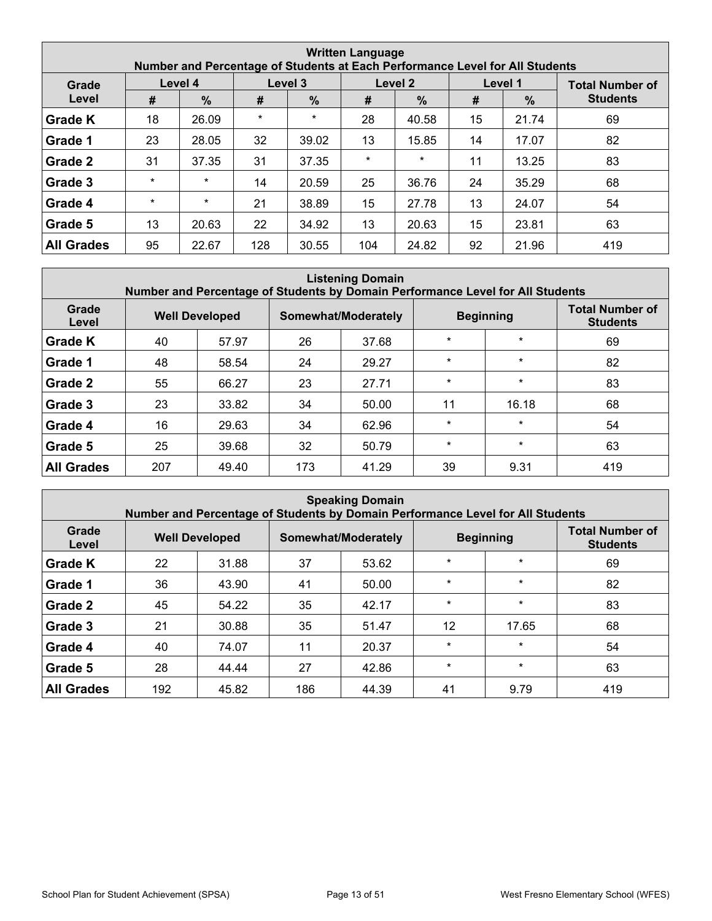| Written Language<br>Number and Percentage of Students at Each Performance Level for All Students | | | | | | | | | |
|---|---|---|---|---|---|---|---|---|---|
| Grade Level | Level 4 | | Level 3 | | Level 2 | | Level 1 | | Total Number of Students |
| | # | % | # | % | # | % | # | % | |
| Grade K | 18 | 26.09 | * | * | 28 | 40.58 | 15 | 21.74 | 69 |
| Grade 1 | 23 | 28.05 | 32 | 39.02 | 13 | 15.85 | 14 | 17.07 | 82 |
| Grade 2 | 31 | 37.35 | 31 | 37.35 | * | * | 11 | 13.25 | 83 |
| Grade 3 | * | * | 14 | 20.59 | 25 | 36.76 | 24 | 35.29 | 68 |
| Grade 4 | * | * | 21 | 38.89 | 15 | 27.78 | 13 | 24.07 | 54 |
| Grade 5 | 13 | 20.63 | 22 | 34.92 | 13 | 20.63 | 15 | 23.81 | 63 |
| All Grades | 95 | 22.67 | 128 | 30.55 | 104 | 24.82 | 92 | 21.96 | 419 |

| Listening Domain<br>Number and Percentage of Students by Domain Performance Level for All Students | | | | | | | |
|---|---|---|---|---|---|---|---|
| Grade Level | Well Developed | | Somewhat/Moderately | | Beginning | | Total Number of Students |
| Grade K | 40 | 57.97 | 26 | 37.68 | * | * | 69 |
| Grade 1 | 48 | 58.54 | 24 | 29.27 | * | * | 82 |
| Grade 2 | 55 | 66.27 | 23 | 27.71 | * | * | 83 |
| Grade 3 | 23 | 33.82 | 34 | 50.00 | 11 | 16.18 | 68 |
| Grade 4 | 16 | 29.63 | 34 | 62.96 | * | * | 54 |
| Grade 5 | 25 | 39.68 | 32 | 50.79 | * | * | 63 |
| All Grades | 207 | 49.40 | 173 | 41.29 | 39 | 9.31 | 419 |

| Speaking Domain<br>Number and Percentage of Students by Domain Performance Level for All Students | | | | | | | |
|---|---|---|---|---|---|---|---|
| Grade Level | Well Developed | | Somewhat/Moderately | | Beginning | | Total Number of Students |
| Grade K | 22 | 31.88 | 37 | 53.62 | * | * | 69 |
| Grade 1 | 36 | 43.90 | 41 | 50.00 | * | * | 82 |
| Grade 2 | 45 | 54.22 | 35 | 42.17 | * | * | 83 |
| Grade 3 | 21 | 30.88 | 35 | 51.47 | 12 | 17.65 | 68 |
| Grade 4 | 40 | 74.07 | 11 | 20.37 | * | * | 54 |
| Grade 5 | 28 | 44.44 | 27 | 42.86 | * | * | 63 |
| All Grades | 192 | 45.82 | 186 | 44.39 | 41 | 9.79 | 419 |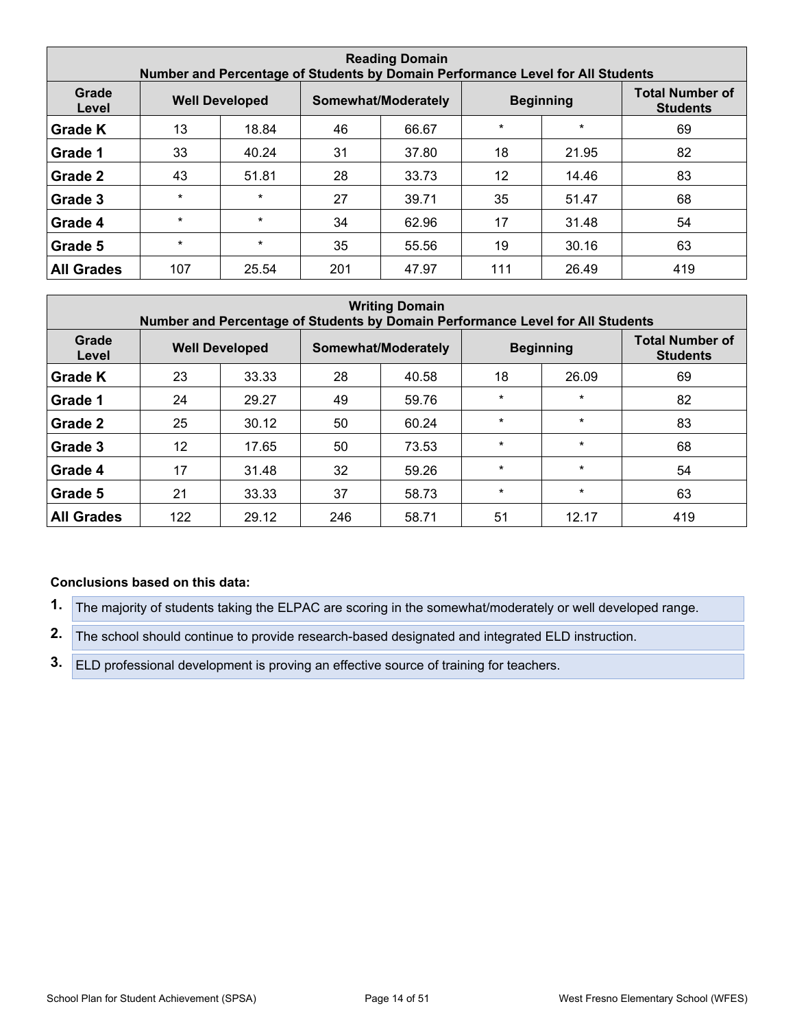| Reading Domain<br>Number and Percentage of Students by Domain Performance Level for All Students | | | | | | | |
|---|---|---|---|---|---|---|---|
| Grade Level | Well Developed | | Somewhat/Moderately | | Beginning | | Total Number of Students |
| **Grade K** | 13 | 18.84 | 46 | 66.67 | * | * | 69 |
| **Grade 1** | 33 | 40.24 | 31 | 37.80 | 18 | 21.95 | 82 |
| **Grade 2** | 43 | 51.81 | 28 | 33.73 | 12 | 14.46 | 83 |
| **Grade 3** | * | * | 27 | 39.71 | 35 | 51.47 | 68 |
| **Grade 4** | * | * | 34 | 62.96 | 17 | 31.48 | 54 |
| **Grade 5** | * | * | 35 | 55.56 | 19 | 30.16 | 63 |
| **All Grades** | 107 | 25.54 | 201 | 47.97 | 111 | 26.49 | 419 |

| Writing Domain<br>Number and Percentage of Students by Domain Performance Level for All Students | | | | | | | |
|---|---|---|---|---|---|---|---|
| Grade Level | Well Developed | | Somewhat/Moderately | | Beginning | | Total Number of Students |
| **Grade K** | 23 | 33.33 | 28 | 40.58 | 18 | 26.09 | 69 |
| **Grade 1** | 24 | 29.27 | 49 | 59.76 | * | * | 82 |
| **Grade 2** | 25 | 30.12 | 50 | 60.24 | * | * | 83 |
| **Grade 3** | 12 | 17.65 | 50 | 73.53 | * | * | 68 |
| **Grade 4** | 17 | 31.48 | 32 | 59.26 | * | * | 54 |
| **Grade 5** | 21 | 33.33 | 37 | 58.73 | * | * | 63 |
| **All Grades** | 122 | 29.12 | 246 | 58.71 | 51 | 12.17 | 419 |

**Conclusions based on this data:**

1. The majority of students taking the ELPAC are scoring in the somewhat/moderately or well developed range.
2. The school should continue to provide research-based designated and integrated ELD instruction.
3. ELD professional development is proving an effective source of training for teachers.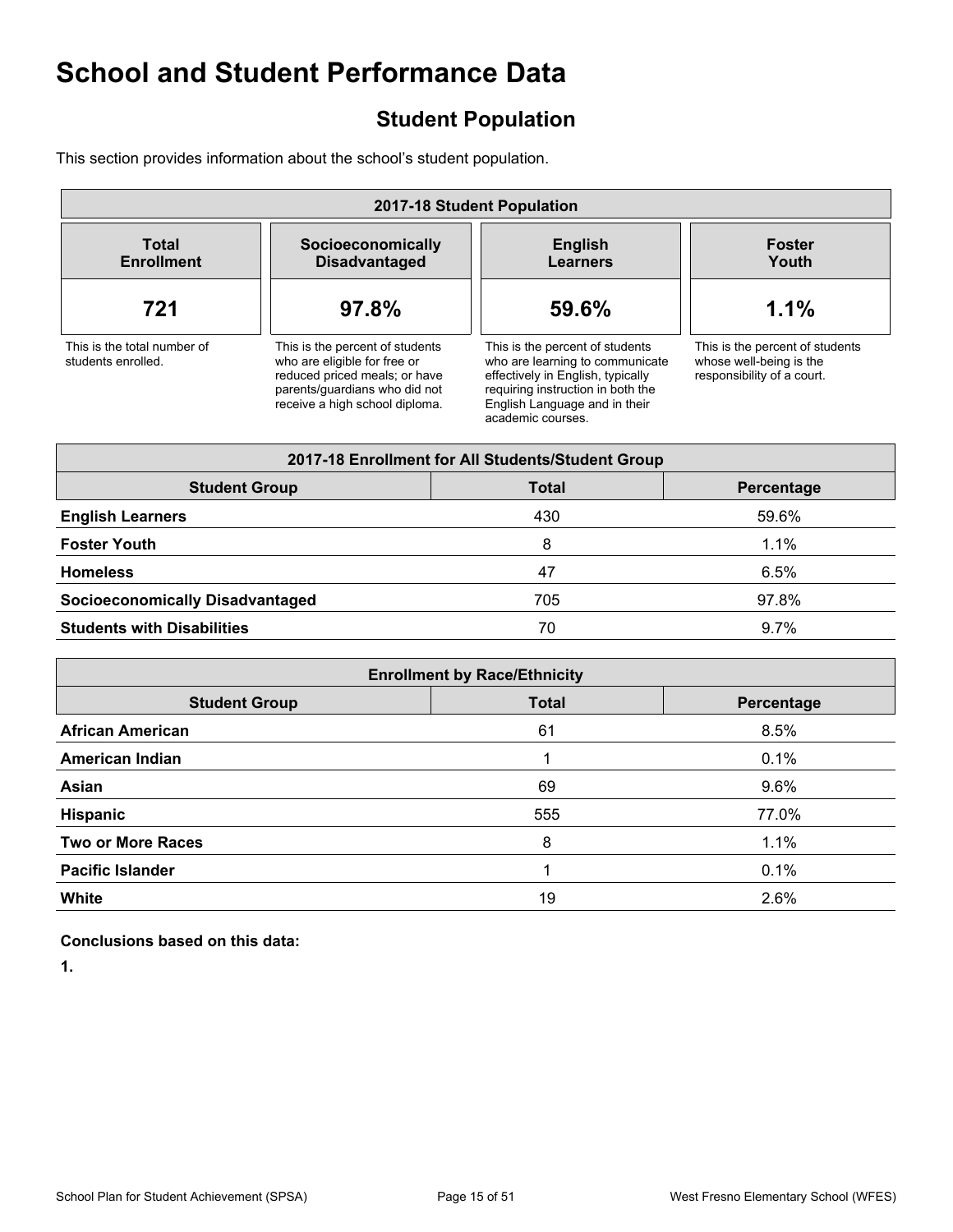# School and Student Performance Data

## Student Population

This section provides information about the school's student population.

| 2017-18 Student Population | | | |
|---|---|---|---|
| **Total Enrollment** | **Socioeconomically Disadvantaged** | **English Learners** | **Foster Youth** |
| **721** | **97.8%** | **59.6%** | **1.1%** |
| This is the total number of students enrolled. | This is the percent of students who are eligible for free or reduced priced meals; or have parents/guardians who did not receive a high school diploma. | This is the percent of students who are learning to communicate effectively in English, typically requiring instruction in both the English Language and in their academic courses. | This is the percent of students whose well-being is the responsibility of a court. |

| 2017-18 Enrollment for All Students/Student Group | | |
|---|---|---|
| **Student Group** | **Total** | **Percentage** |
| **English Learners** | 430 | 59.6% |
| **Foster Youth** | 8 | 1.1% |
| **Homeless** | 47 | 6.5% |
| **Socioeconomically Disadvantaged** | 705 | 97.8% |
| **Students with Disabilities** | 70 | 9.7% |

| Enrollment by Race/Ethnicity | | |
|---|---|---|
| **Student Group** | **Total** | **Percentage** |
| **African American** | 61 | 8.5% |
| **American Indian** | 1 | 0.1% |
| **Asian** | 69 | 9.6% |
| **Hispanic** | 555 | 77.0% |
| **Two or More Races** | 8 | 1.1% |
| **Pacific Islander** | 1 | 0.1% |
| **White** | 19 | 2.6% |

**Conclusions based on this data:**

**1.**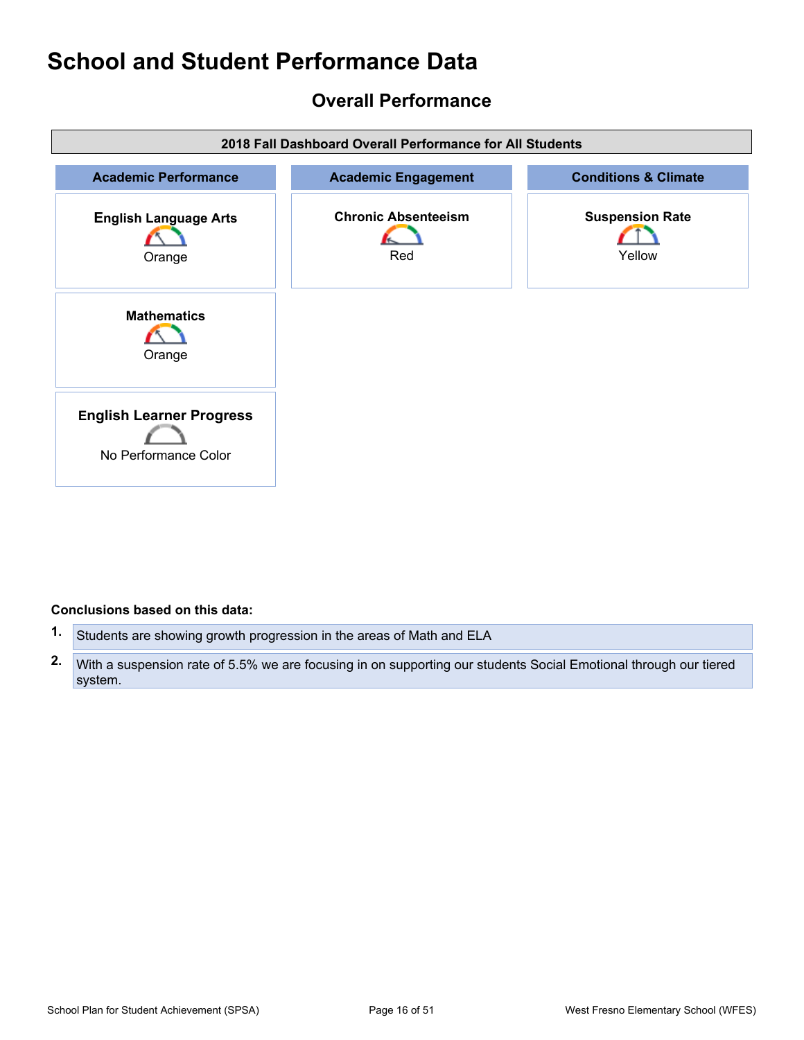# School and Student Performance Data

## Overall Performance

| 2018 Fall Dashboard Overall Performance for All Students | | |
|---|---|---|
| **Academic Performance** | **Academic Engagement** | **Conditions & Climate** |
| **English Language Arts** Orange | **Chronic Absenteeism** Red | **Suspension Rate** Yellow |
| **Mathematics** Orange | | |
| **English Learner Progress** No Performance Color | | |

**Conclusions based on this data:**

1. Students are showing growth progression in the areas of Math and ELA
2. With a suspension rate of 5.5% we are focusing in on supporting our students Social Emotional through our tiered system.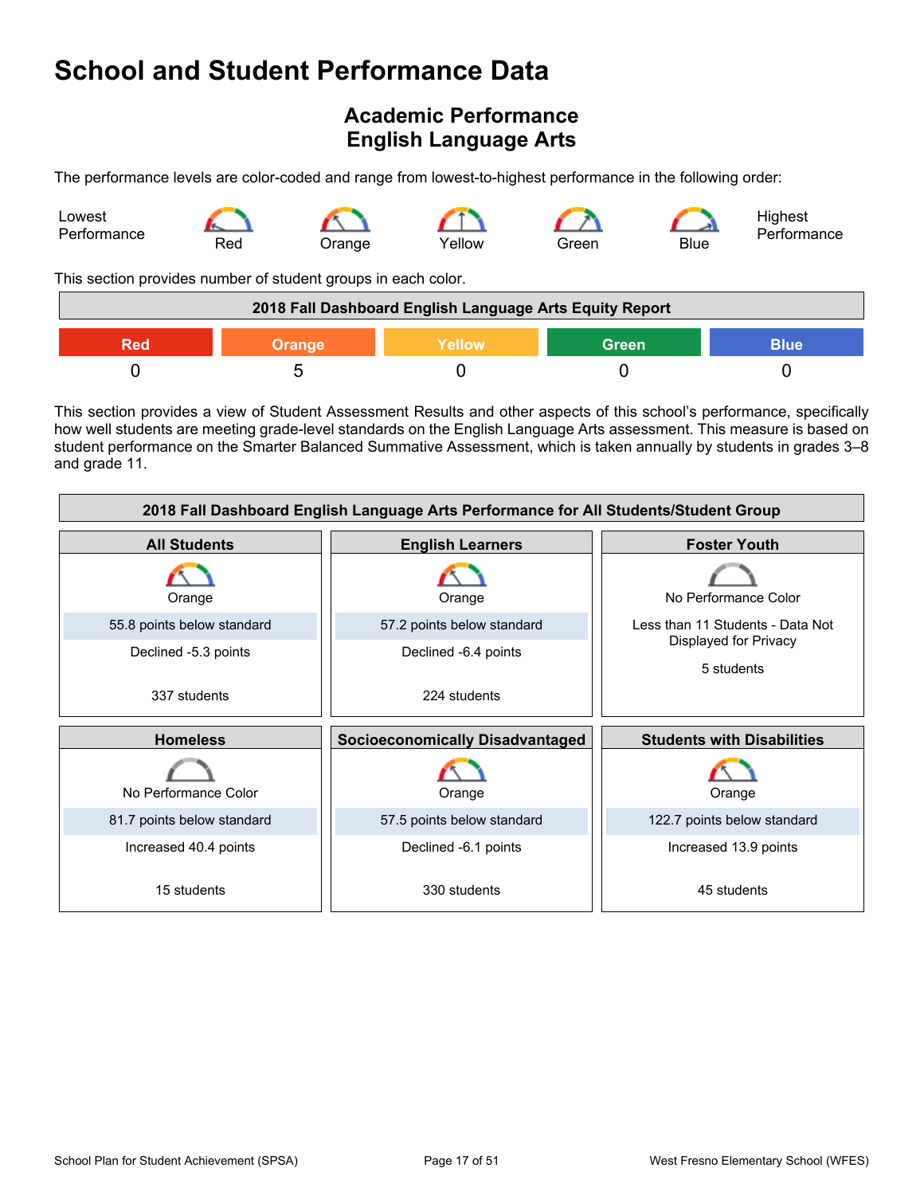# School and Student Performance Data

## Academic Performance
## English Language Arts

The performance levels are color-coded and range from lowest-to-highest performance in the following order:

Lowest Performance — Red — Orange — Yellow — Green — Blue — Highest Performance

This section provides number of student groups in each color.

| 2018 Fall Dashboard English Language Arts Equity Report | | | | |
|---|---|---|---|---|
| Red | Orange | Yellow | Green | Blue |
| 0 | 5 | 0 | 0 | 0 |

This section provides a view of Student Assessment Results and other aspects of this school's performance, specifically how well students are meeting grade-level standards on the English Language Arts assessment. This measure is based on student performance on the Smarter Balanced Summative Assessment, which is taken annually by students in grades 3–8 and grade 11.

| 2018 Fall Dashboard English Language Arts Performance for All Students/Student Group | | |
|---|---|---|
| **All Students** | **English Learners** | **Foster Youth** |
| Orange | Orange | No Performance Color |
| 55.8 points below standard | 57.2 points below standard | Less than 11 Students - Data Not Displayed for Privacy |
| Declined -5.3 points | Declined -6.4 points | 5 students |
| 337 students | 224 students | |
| **Homeless** | **Socioeconomically Disadvantaged** | **Students with Disabilities** |
| No Performance Color | Orange | Orange |
| 81.7 points below standard | 57.5 points below standard | 122.7 points below standard |
| Increased 40.4 points | Declined -6.1 points | Increased 13.9 points |
| 15 students | 330 students | 45 students |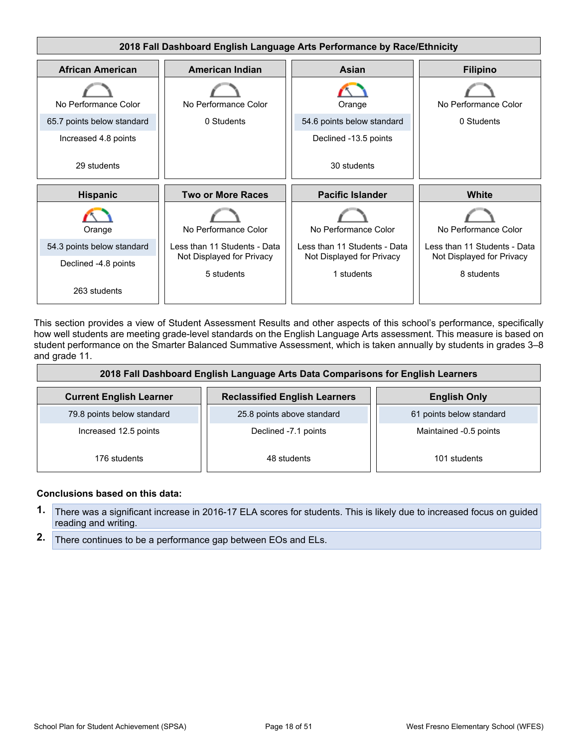| 2018 Fall Dashboard English Language Arts Performance by Race/Ethnicity | | | |
|---|---|---|---|
| **African American** | **American Indian** | **Asian** | **Filipino** |
| No Performance Color | No Performance Color | Orange | No Performance Color |
| 65.7 points below standard | 0 Students | 54.6 points below standard | 0 Students |
| Increased 4.8 points | | Declined -13.5 points | |
| 29 students | | 30 students | |
| **Hispanic** | **Two or More Races** | **Pacific Islander** | **White** |
| Orange | No Performance Color | No Performance Color | No Performance Color |
| 54.3 points below standard | Less than 11 Students - Data Not Displayed for Privacy | Less than 11 Students - Data Not Displayed for Privacy | Less than 11 Students - Data Not Displayed for Privacy |
| Declined -4.8 points | 5 students | 1 students | 8 students |
| 263 students | | | |

This section provides a view of Student Assessment Results and other aspects of this school's performance, specifically how well students are meeting grade-level standards on the English Language Arts assessment. This measure is based on student performance on the Smarter Balanced Summative Assessment, which is taken annually by students in grades 3–8 and grade 11.

| 2018 Fall Dashboard English Language Arts Data Comparisons for English Learners | | |
|---|---|---|
| **Current English Learner** | **Reclassified English Learners** | **English Only** |
| 79.8 points below standard | 25.8 points above standard | 61 points below standard |
| Increased 12.5 points | Declined -7.1 points | Maintained -0.5 points |
| 176 students | 48 students | 101 students |

**Conclusions based on this data:**

1. There was a significant increase in 2016-17 ELA scores for students. This is likely due to increased focus on guided reading and writing.
2. There continues to be a performance gap between EOs and ELs.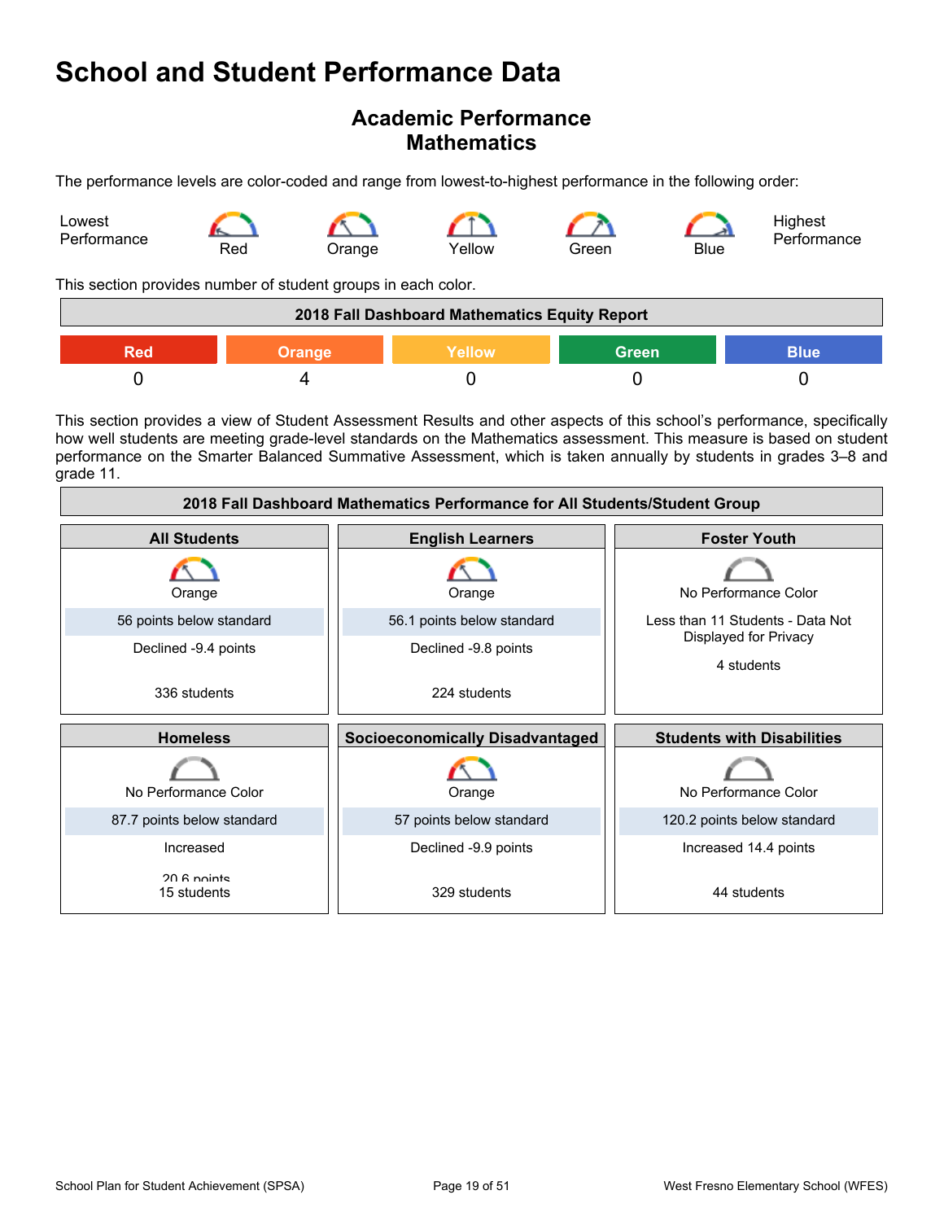# School and Student Performance Data

## Academic Performance
## Mathematics

The performance levels are color-coded and range from lowest-to-highest performance in the following order:

Lowest Performance — Red — Orange — Yellow — Green — Blue — Highest Performance

This section provides number of student groups in each color.

| 2018 Fall Dashboard Mathematics Equity Report | | | | |
|---|---|---|---|---|
| Red | Orange | Yellow | Green | Blue |
| 0 | 4 | 0 | 0 | 0 |

This section provides a view of Student Assessment Results and other aspects of this school's performance, specifically how well students are meeting grade-level standards on the Mathematics assessment. This measure is based on student performance on the Smarter Balanced Summative Assessment, which is taken annually by students in grades 3–8 and grade 11.

| 2018 Fall Dashboard Mathematics Performance for All Students/Student Group | | |
|---|---|---|
| **All Students** | **English Learners** | **Foster Youth** |
| Orange | Orange | No Performance Color |
| 56 points below standard | 56.1 points below standard | Less than 11 Students - Data Not Displayed for Privacy |
| Declined -9.4 points | Declined -9.8 points | 4 students |
| 336 students | 224 students | |
| **Homeless** | **Socioeconomically Disadvantaged** | **Students with Disabilities** |
| No Performance Color | Orange | No Performance Color |
| 87.7 points below standard | 57 points below standard | 120.2 points below standard |
| Increased 20.6 points | Declined -9.9 points | Increased 14.4 points |
| 15 students | 329 students | 44 students |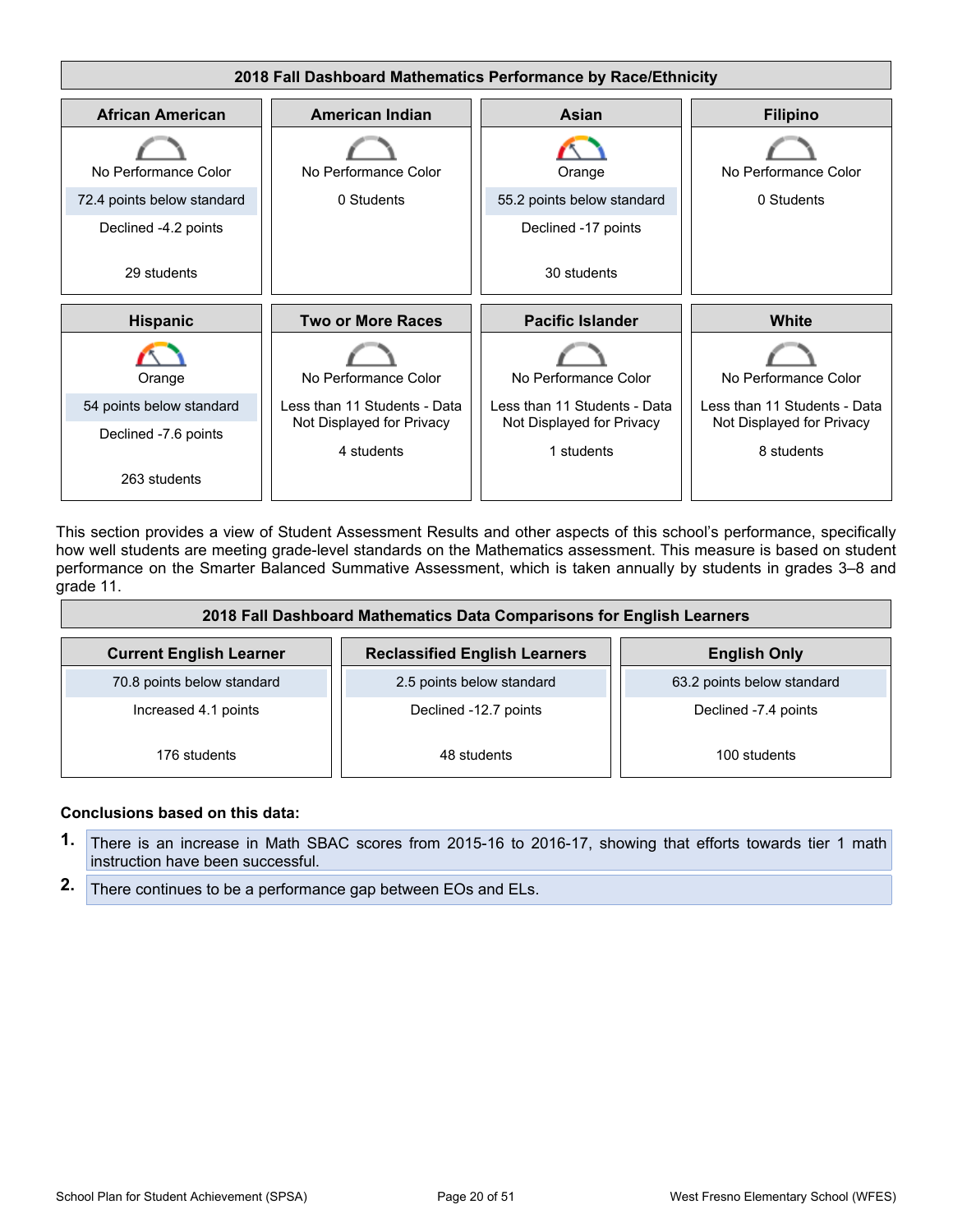## 2018 Fall Dashboard Mathematics Performance by Race/Ethnicity

| African American | American Indian | Asian | Filipino |
|---|---|---|---|
| No Performance Color | No Performance Color | Orange | No Performance Color |
| 72.4 points below standard | 0 Students | 55.2 points below standard | 0 Students |
| Declined -4.2 points | | Declined -17 points | |
| 29 students | | 30 students | |

| Hispanic | Two or More Races | Pacific Islander | White |
|---|---|---|---|
| Orange | No Performance Color | No Performance Color | No Performance Color |
| 54 points below standard | Less than 11 Students - Data Not Displayed for Privacy | Less than 11 Students - Data Not Displayed for Privacy | Less than 11 Students - Data Not Displayed for Privacy |
| Declined -7.6 points | 4 students | 1 students | 8 students |
| 263 students | | | |

This section provides a view of Student Assessment Results and other aspects of this school's performance, specifically how well students are meeting grade-level standards on the Mathematics assessment. This measure is based on student performance on the Smarter Balanced Summative Assessment, which is taken annually by students in grades 3–8 and grade 11.

## 2018 Fall Dashboard Mathematics Data Comparisons for English Learners

| Current English Learner | Reclassified English Learners | English Only |
|---|---|---|
| 70.8 points below standard | 2.5 points below standard | 63.2 points below standard |
| Increased 4.1 points | Declined -12.7 points | Declined -7.4 points |
| 176 students | 48 students | 100 students |

**Conclusions based on this data:**

1. There is an increase in Math SBAC scores from 2015-16 to 2016-17, showing that efforts towards tier 1 math instruction have been successful.
2. There continues to be a performance gap between EOs and ELs.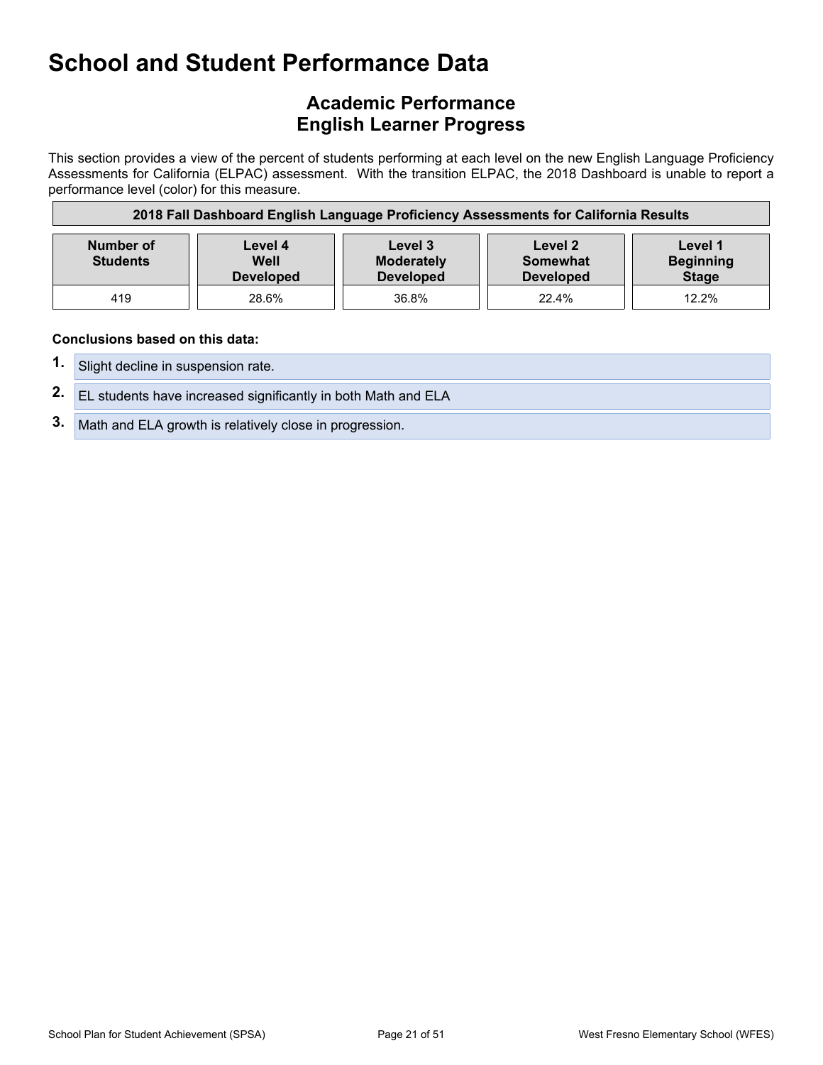# School and Student Performance Data

## Academic Performance
## English Learner Progress

This section provides a view of the percent of students performing at each level on the new English Language Proficiency Assessments for California (ELPAC) assessment. With the transition ELPAC, the 2018 Dashboard is unable to report a performance level (color) for this measure.

| 2018 Fall Dashboard English Language Proficiency Assessments for California Results | | | | |
|---|---|---|---|---|
| **Number of Students** | **Level 4 Well Developed** | **Level 3 Moderately Developed** | **Level 2 Somewhat Developed** | **Level 1 Beginning Stage** |
| 419 | 28.6% | 36.8% | 22.4% | 12.2% |

**Conclusions based on this data:**

1. Slight decline in suspension rate.
2. EL students have increased significantly in both Math and ELA
3. Math and ELA growth is relatively close in progression.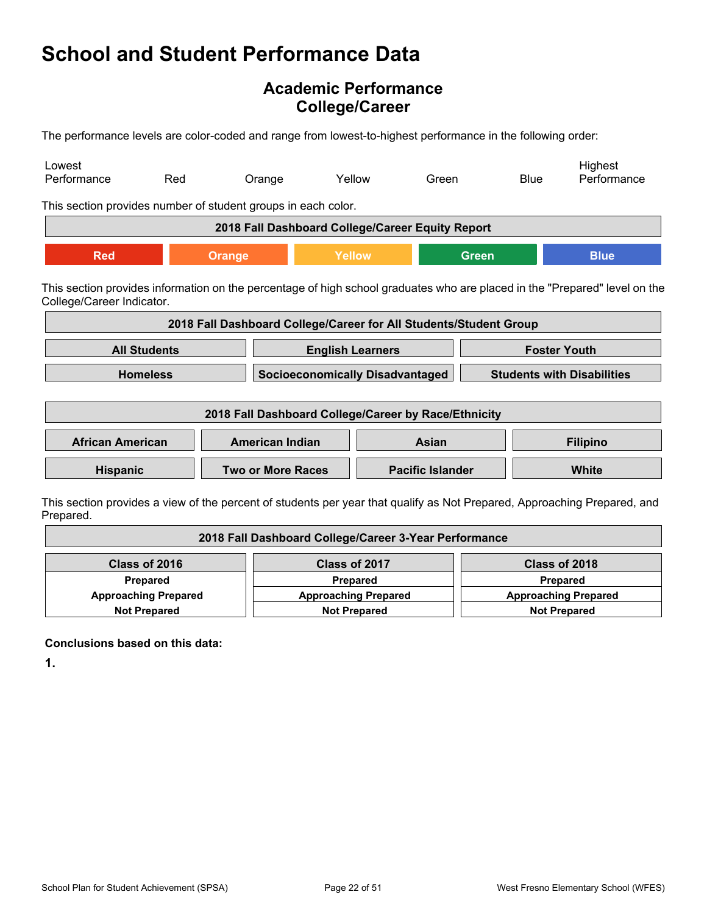# School and Student Performance Data

## Academic Performance
## College/Career

The performance levels are color-coded and range from lowest-to-highest performance in the following order:

Lowest Performance | Red | Orange | Yellow | Green | Blue | Highest Performance

This section provides number of student groups in each color.

| 2018 Fall Dashboard College/Career Equity Report | | | | |
|---|---|---|---|---|
| Red | Orange | Yellow | Green | Blue |

This section provides information on the percentage of high school graduates who are placed in the "Prepared" level on the College/Career Indicator.

| 2018 Fall Dashboard College/Career for All Students/Student Group | | |
|---|---|---|
| **All Students** | **English Learners** | **Foster Youth** |
| **Homeless** | **Socioeconomically Disadvantaged** | **Students with Disabilities** |

| 2018 Fall Dashboard College/Career by Race/Ethnicity | | | |
|---|---|---|---|
| **African American** | **American Indian** | **Asian** | **Filipino** |
| **Hispanic** | **Two or More Races** | **Pacific Islander** | **White** |

This section provides a view of the percent of students per year that qualify as Not Prepared, Approaching Prepared, and Prepared.

| 2018 Fall Dashboard College/Career 3-Year Performance | | |
|---|---|---|
| **Class of 2016** | **Class of 2017** | **Class of 2018** |
| **Prepared** | **Prepared** | **Prepared** |
| **Approaching Prepared** | **Approaching Prepared** | **Approaching Prepared** |
| **Not Prepared** | **Not Prepared** | **Not Prepared** |

**Conclusions based on this data:**

**1.**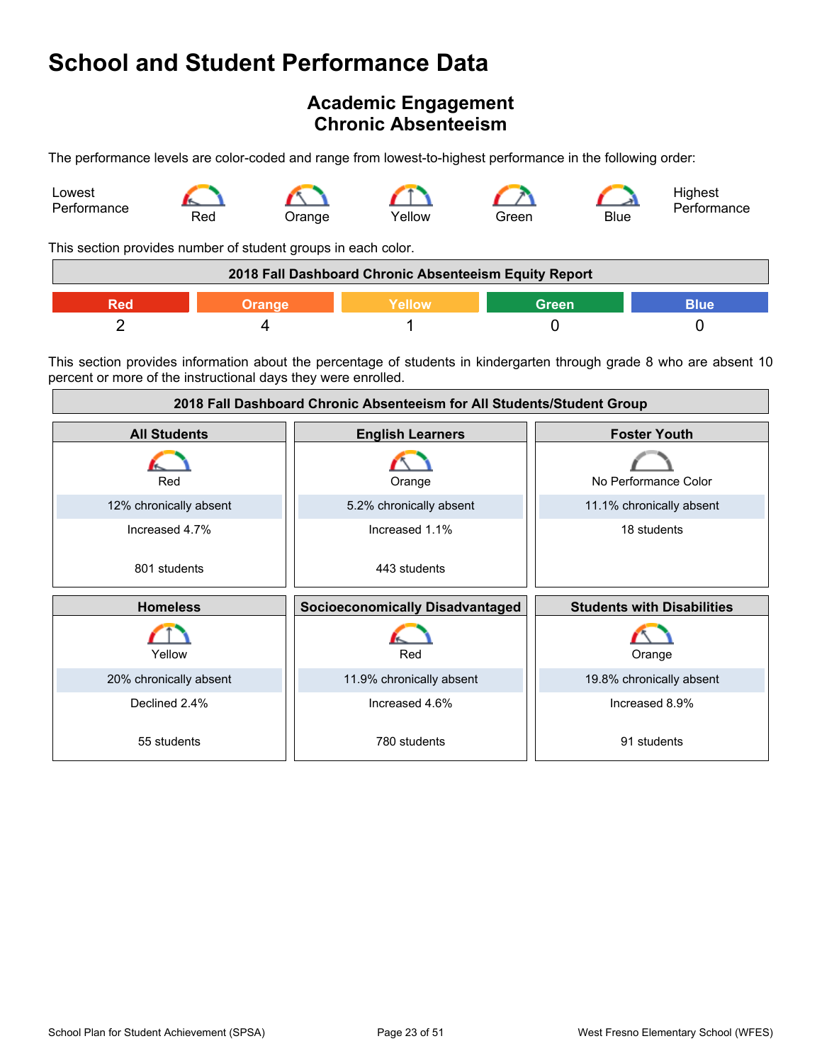# School and Student Performance Data

## Academic Engagement
## Chronic Absenteeism

The performance levels are color-coded and range from lowest-to-highest performance in the following order:

Lowest Performance | Red | Orange | Yellow | Green | Blue | Highest Performance

This section provides number of student groups in each color.

| 2018 Fall Dashboard Chronic Absenteeism Equity Report | | | | |
|---|---|---|---|---|
| Red | Orange | Yellow | Green | Blue |
| 2 | 4 | 1 | 0 | 0 |

This section provides information about the percentage of students in kindergarten through grade 8 who are absent 10 percent or more of the instructional days they were enrolled.

**2018 Fall Dashboard Chronic Absenteeism for All Students/Student Group**

| All Students | English Learners | Foster Youth |
|---|---|---|
| Red | Orange | No Performance Color |
| 12% chronically absent | 5.2% chronically absent | 11.1% chronically absent |
| Increased 4.7% | Increased 1.1% | 18 students |
| 801 students | 443 students | |

| Homeless | Socioeconomically Disadvantaged | Students with Disabilities |
|---|---|---|
| Yellow | Red | Orange |
| 20% chronically absent | 11.9% chronically absent | 19.8% chronically absent |
| Declined 2.4% | Increased 4.6% | Increased 8.9% |
| 55 students | 780 students | 91 students |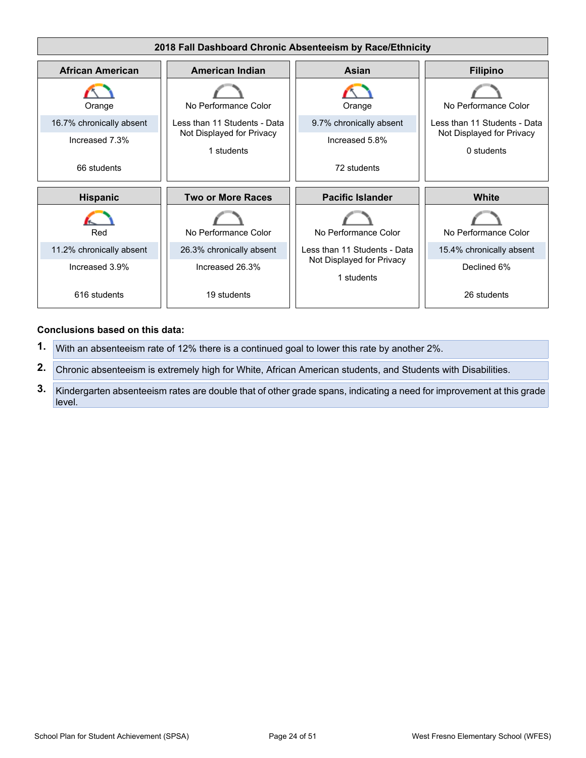| 2018 Fall Dashboard Chronic Absenteeism by Race/Ethnicity | | | |
|---|---|---|---|
| **African American** | **American Indian** | **Asian** | **Filipino** |
| Orange<br>16.7% chronically absent<br>Increased 7.3%<br>66 students | No Performance Color<br>Less than 11 Students - Data Not Displayed for Privacy<br>1 students | Orange<br>9.7% chronically absent<br>Increased 5.8%<br>72 students | No Performance Color<br>Less than 11 Students - Data Not Displayed for Privacy<br>0 students |
| **Hispanic** | **Two or More Races** | **Pacific Islander** | **White** |
| Red<br>11.2% chronically absent<br>Increased 3.9%<br>616 students | No Performance Color<br>26.3% chronically absent<br>Increased 26.3%<br>19 students | No Performance Color<br>Less than 11 Students - Data Not Displayed for Privacy<br>1 students | No Performance Color<br>15.4% chronically absent<br>Declined 6%<br>26 students |

**Conclusions based on this data:**

1. With an absenteeism rate of 12% there is a continued goal to lower this rate by another 2%.
2. Chronic absenteeism is extremely high for White, African American students, and Students with Disabilities.
3. Kindergarten absenteeism rates are double that of other grade spans, indicating a need for improvement at this grade level.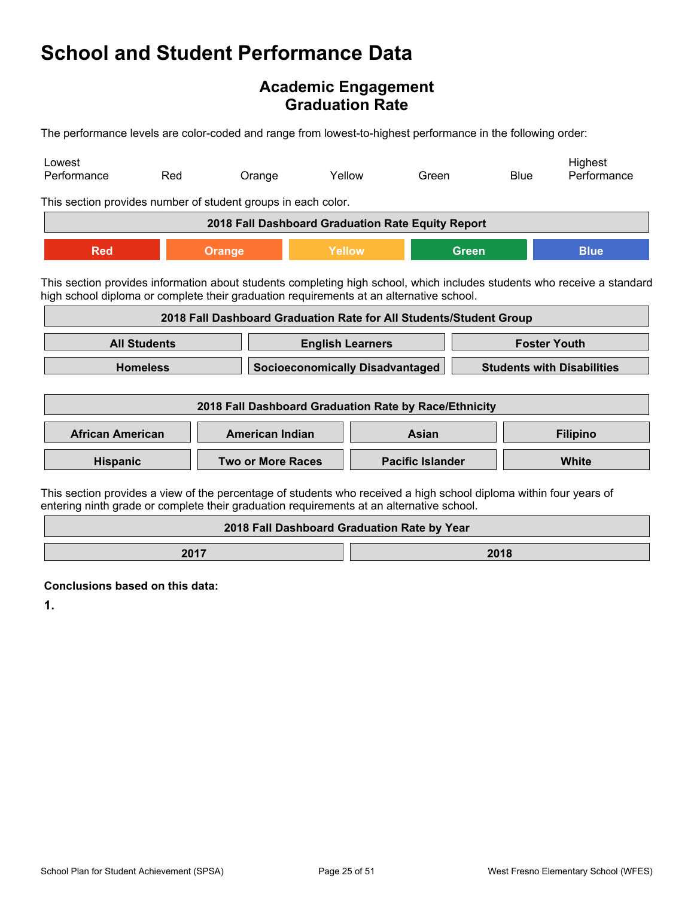# School and Student Performance Data

## Academic Engagement
## Graduation Rate

The performance levels are color-coded and range from lowest-to-highest performance in the following order:

| Lowest Performance | Red | Orange | Yellow | Green | Blue | Highest Performance |
|---|---|---|---|---|---|---|

This section provides number of student groups in each color.

| 2018 Fall Dashboard Graduation Rate Equity Report | | | | |
|---|---|---|---|---|
| Red | Orange | Yellow | Green | Blue |

This section provides information about students completing high school, which includes students who receive a standard high school diploma or complete their graduation requirements at an alternative school.

| 2018 Fall Dashboard Graduation Rate for All Students/Student Group | | |
|---|---|---|
| All Students | English Learners | Foster Youth |
| Homeless | Socioeconomically Disadvantaged | Students with Disabilities |

| 2018 Fall Dashboard Graduation Rate by Race/Ethnicity | | | |
|---|---|---|---|
| African American | American Indian | Asian | Filipino |
| Hispanic | Two or More Races | Pacific Islander | White |

This section provides a view of the percentage of students who received a high school diploma within four years of entering ninth grade or complete their graduation requirements at an alternative school.

| 2018 Fall Dashboard Graduation Rate by Year | |
|---|---|
| 2017 | 2018 |

**Conclusions based on this data:**

**1.**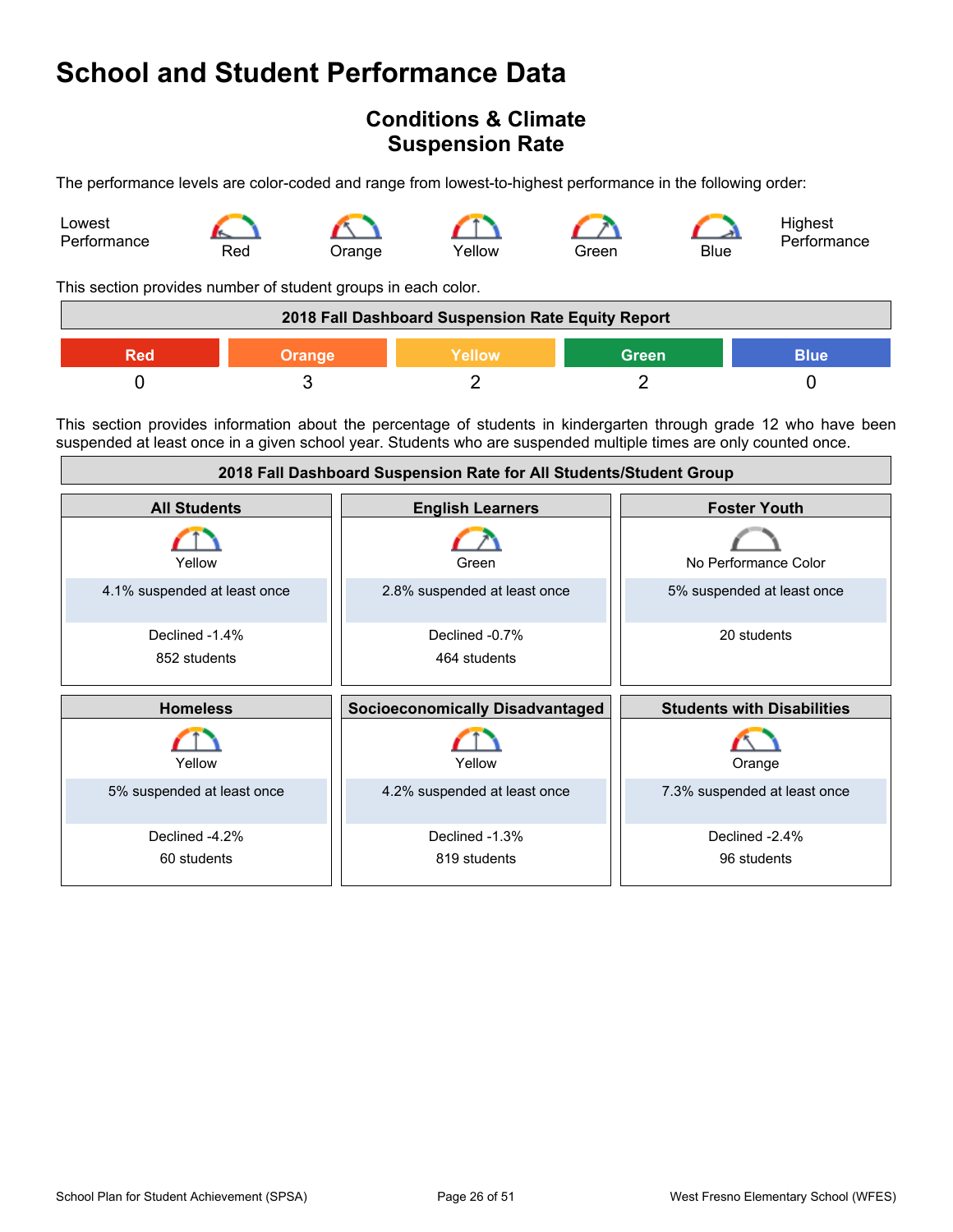# School and Student Performance Data

## Conditions & Climate
## Suspension Rate

The performance levels are color-coded and range from lowest-to-highest performance in the following order:

Lowest Performance — Red — Orange — Yellow — Green — Blue — Highest Performance

This section provides number of student groups in each color.

| 2018 Fall Dashboard Suspension Rate Equity Report | | | | |
|---|---|---|---|---|
| Red | Orange | Yellow | Green | Blue |
| 0 | 3 | 2 | 2 | 0 |

This section provides information about the percentage of students in kindergarten through grade 12 who have been suspended at least once in a given school year. Students who are suspended multiple times are only counted once.

| 2018 Fall Dashboard Suspension Rate for All Students/Student Group | | |
|---|---|---|
| **All Students** | **English Learners** | **Foster Youth** |
| Yellow | Green | No Performance Color |
| 4.1% suspended at least once | 2.8% suspended at least once | 5% suspended at least once |
| Declined -1.4% | Declined -0.7% | |
| 852 students | 464 students | 20 students |
| **Homeless** | **Socioeconomically Disadvantaged** | **Students with Disabilities** |
| Yellow | Yellow | Orange |
| 5% suspended at least once | 4.2% suspended at least once | 7.3% suspended at least once |
| Declined -4.2% | Declined -1.3% | Declined -2.4% |
| 60 students | 819 students | 96 students |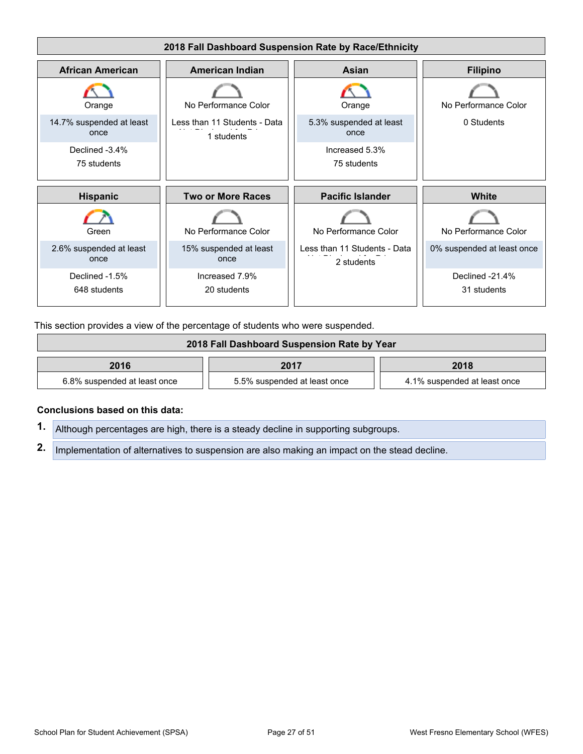## 2018 Fall Dashboard Suspension Rate by Race/Ethnicity

| African American | American Indian | Asian | Filipino |
|---|---|---|---|
| Orange | No Performance Color | Orange | No Performance Color |
| 14.7% suspended at least once | Less than 11 Students - Data Not Displayed for Privacy | 5.3% suspended at least once | 0 Students |
| Declined -3.4% | 1 students | Increased 5.3% | |
| 75 students | | 75 students | |

| Hispanic | Two or More Races | Pacific Islander | White |
|---|---|---|---|
| Green | No Performance Color | No Performance Color | No Performance Color |
| 2.6% suspended at least once | 15% suspended at least once | Less than 11 Students - Data Not Displayed for Privacy | 0% suspended at least once |
| Declined -1.5% | Increased 7.9% | 2 students | Declined -21.4% |
| 648 students | 20 students | | 31 students |

This section provides a view of the percentage of students who were suspended.

## 2018 Fall Dashboard Suspension Rate by Year

| 2016 | 2017 | 2018 |
|---|---|---|
| 6.8% suspended at least once | 5.5% suspended at least once | 4.1% suspended at least once |

**Conclusions based on this data:**

1. Although percentages are high, there is a steady decline in supporting subgroups.
2. Implementation of alternatives to suspension are also making an impact on the stead decline.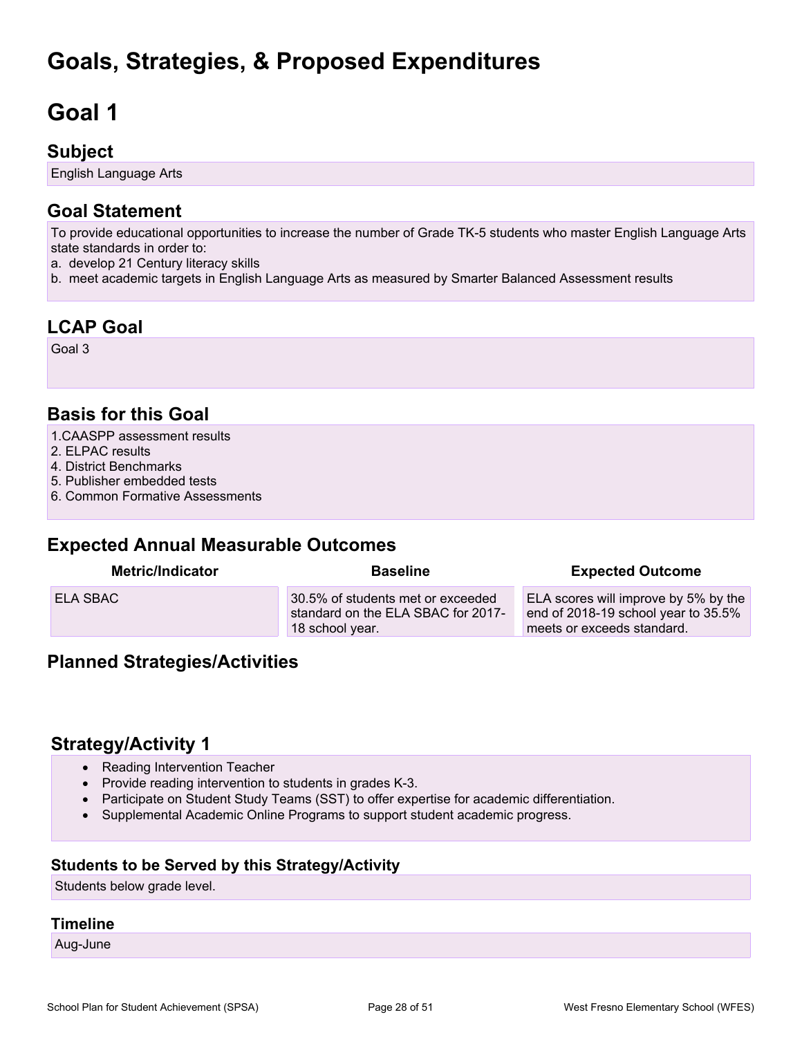# Goals, Strategies, & Proposed Expenditures

# Goal 1

## Subject

English Language Arts

## Goal Statement

To provide educational opportunities to increase the number of Grade TK-5 students who master English Language Arts state standards in order to:
a. develop 21 Century literacy skills
b. meet academic targets in English Language Arts as measured by Smarter Balanced Assessment results

## LCAP Goal

Goal 3

## Basis for this Goal

1.CAASPP assessment results
2. ELPAC results
4. District Benchmarks
5. Publisher embedded tests
6. Common Formative Assessments

## Expected Annual Measurable Outcomes

| Metric/Indicator | Baseline | Expected Outcome |
|---|---|---|
| ELA SBAC | 30.5% of students met or exceeded standard on the ELA SBAC for 2017-18 school year. | ELA scores will improve by 5% by the end of 2018-19 school year to 35.5% meets or exceeds standard. |

## Planned Strategies/Activities

## Strategy/Activity 1

- Reading Intervention Teacher
- Provide reading intervention to students in grades K-3.
- Participate on Student Study Teams (SST) to offer expertise for academic differentiation.
- Supplemental Academic Online Programs to support student academic progress.

### Students to be Served by this Strategy/Activity

Students below grade level.

### Timeline

Aug-June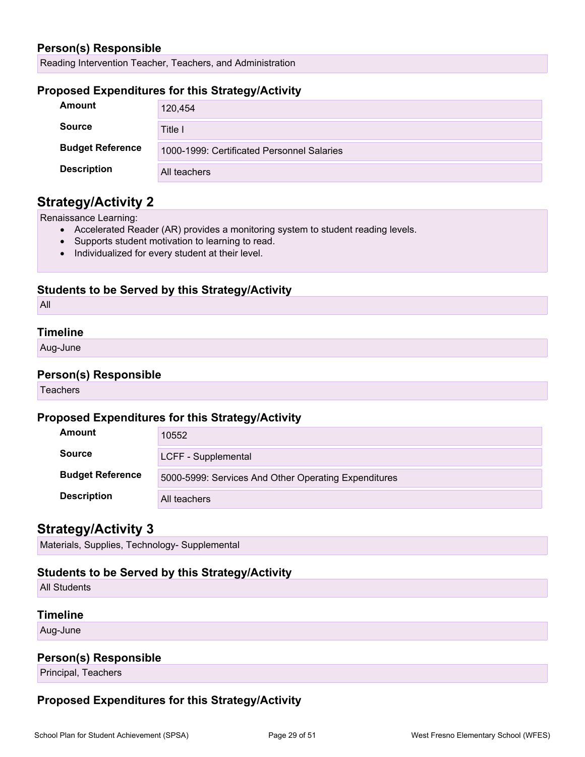### Person(s) Responsible

Reading Intervention Teacher, Teachers, and Administration

### Proposed Expenditures for this Strategy/Activity

| | |
|---|---|
| **Amount** | 120,454 |
| **Source** | Title I |
| **Budget Reference** | 1000-1999: Certificated Personnel Salaries |
| **Description** | All teachers |

## Strategy/Activity 2

Renaissance Learning:

- Accelerated Reader (AR) provides a monitoring system to student reading levels.
- Supports student motivation to learning to read.
- Individualized for every student at their level.

### Students to be Served by this Strategy/Activity

All

### Timeline

Aug-June

### Person(s) Responsible

Teachers

### Proposed Expenditures for this Strategy/Activity

| | |
|---|---|
| **Amount** | 10552 |
| **Source** | LCFF - Supplemental |
| **Budget Reference** | 5000-5999: Services And Other Operating Expenditures |
| **Description** | All teachers |

## Strategy/Activity 3

Materials, Supplies, Technology- Supplemental

### Students to be Served by this Strategy/Activity

All Students

### Timeline

Aug-June

### Person(s) Responsible

Principal, Teachers

### Proposed Expenditures for this Strategy/Activity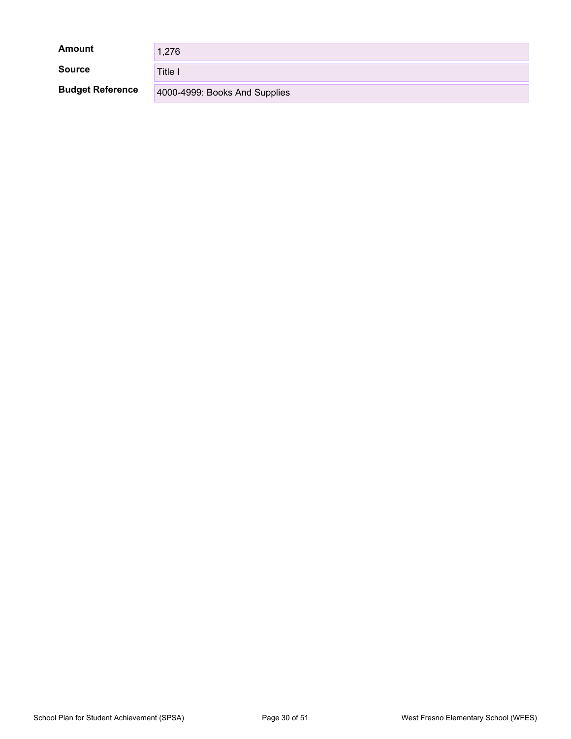| | |
|---|---|
| **Amount** | 1,276 |
| **Source** | Title I |
| **Budget Reference** | 4000-4999: Books And Supplies |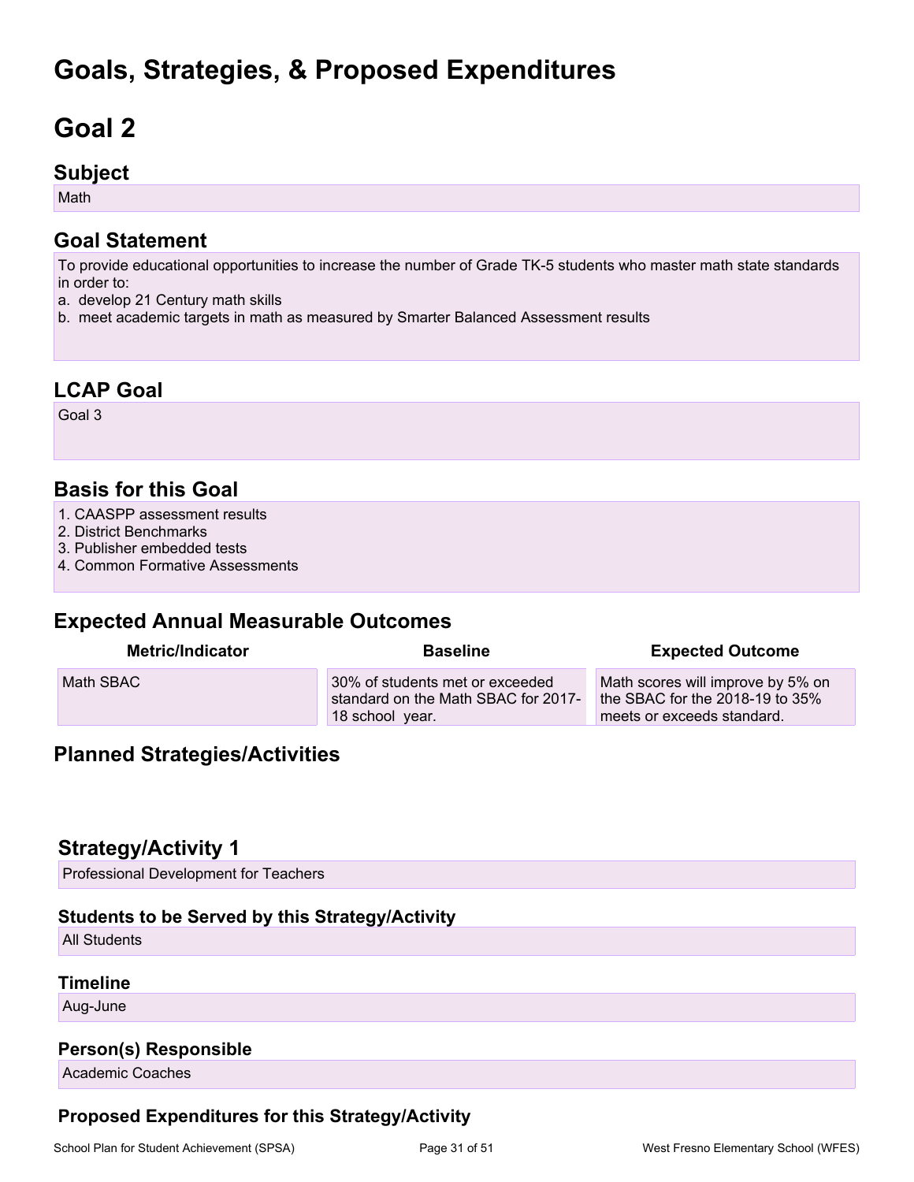# Goals, Strategies, & Proposed Expenditures

# Goal 2

## Subject

Math

## Goal Statement

To provide educational opportunities to increase the number of Grade TK-5 students who master math state standards in order to:
a. develop 21 Century math skills
b. meet academic targets in math as measured by Smarter Balanced Assessment results

## LCAP Goal

Goal 3

## Basis for this Goal

1. CAASPP assessment results
2. District Benchmarks
3. Publisher embedded tests
4. Common Formative Assessments

## Expected Annual Measurable Outcomes

| Metric/Indicator | Baseline | Expected Outcome |
|---|---|---|
| Math SBAC | 30% of students met or exceeded standard on the Math SBAC for 2017-18 school year. | Math scores will improve by 5% on the SBAC for the 2018-19 to 35% meets or exceeds standard. |

## Planned Strategies/Activities

## Strategy/Activity 1

Professional Development for Teachers

### Students to be Served by this Strategy/Activity

All Students

### Timeline

Aug-June

### Person(s) Responsible

Academic Coaches

### Proposed Expenditures for this Strategy/Activity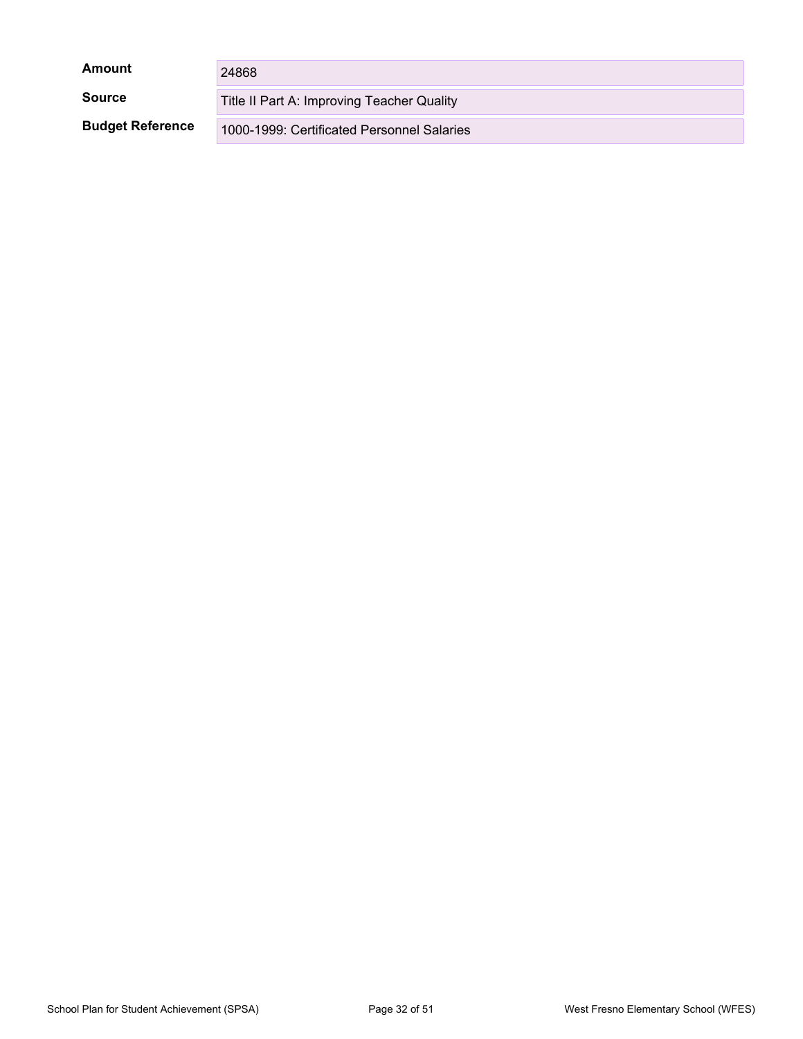| | |
|---|---|
| **Amount** | 24868 |
| **Source** | Title II Part A: Improving Teacher Quality |
| **Budget Reference** | 1000-1999: Certificated Personnel Salaries |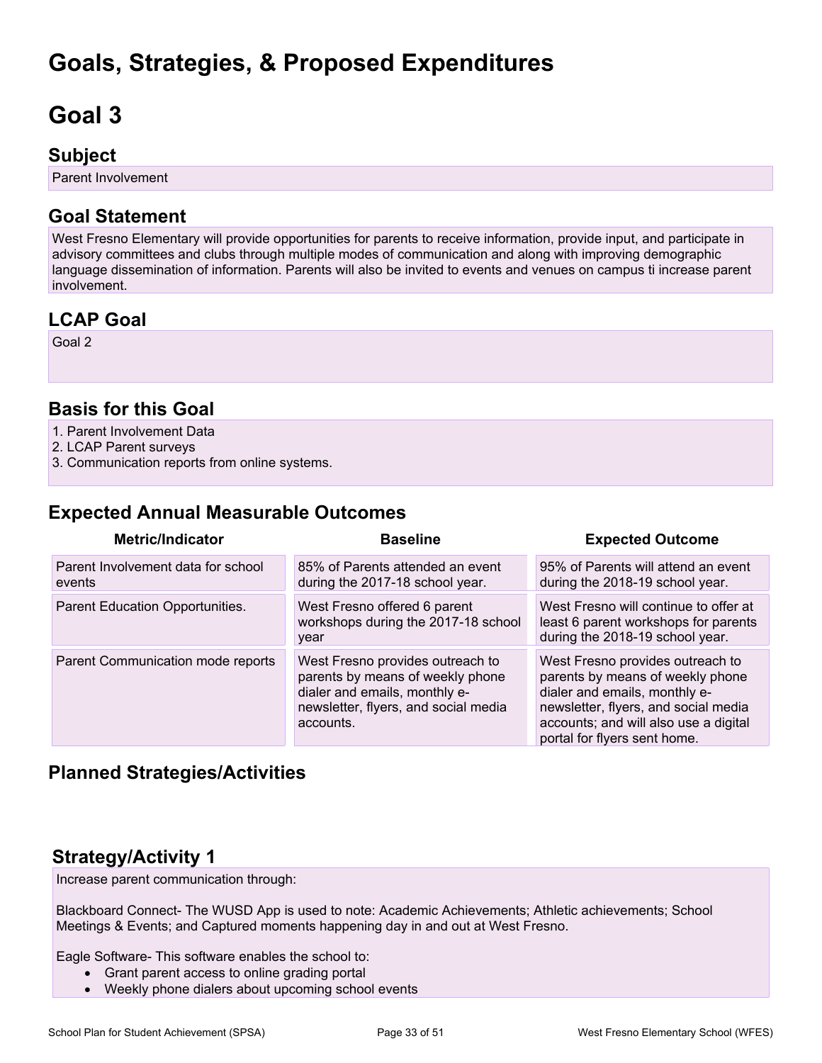# Goals, Strategies, & Proposed Expenditures

# Goal 3

## Subject

Parent Involvement

## Goal Statement

West Fresno Elementary will provide opportunities for parents to receive information, provide input, and participate in advisory committees and clubs through multiple modes of communication and along with improving demographic language dissemination of information. Parents will also be invited to events and venues on campus ti increase parent involvement.

## LCAP Goal

Goal 2

## Basis for this Goal

1. Parent Involvement Data
2. LCAP Parent surveys
3. Communication reports from online systems.

## Expected Annual Measurable Outcomes

| Metric/Indicator | Baseline | Expected Outcome |
| --- | --- | --- |
| Parent Involvement data for school events | 85% of Parents attended an event during the 2017-18 school year. | 95% of Parents will attend an event during the 2018-19 school year. |
| Parent Education Opportunities. | West Fresno offered 6 parent workshops during the 2017-18 school year | West Fresno will continue to offer at least 6 parent workshops for parents during the 2018-19 school year. |
| Parent Communication mode reports | West Fresno provides outreach to parents by means of weekly phone dialer and emails, monthly e-newsletter, flyers, and social media accounts. | West Fresno provides outreach to parents by means of weekly phone dialer and emails, monthly e-newsletter, flyers, and social media accounts; and will also use a digital portal for flyers sent home. |

## Planned Strategies/Activities

### Strategy/Activity 1

Increase parent communication through:

Blackboard Connect- The WUSD App is used to note: Academic Achievements; Athletic achievements; School Meetings & Events; and Captured moments happening day in and out at West Fresno.

Eagle Software- This software enables the school to:

- Grant parent access to online grading portal
- Weekly phone dialers about upcoming school events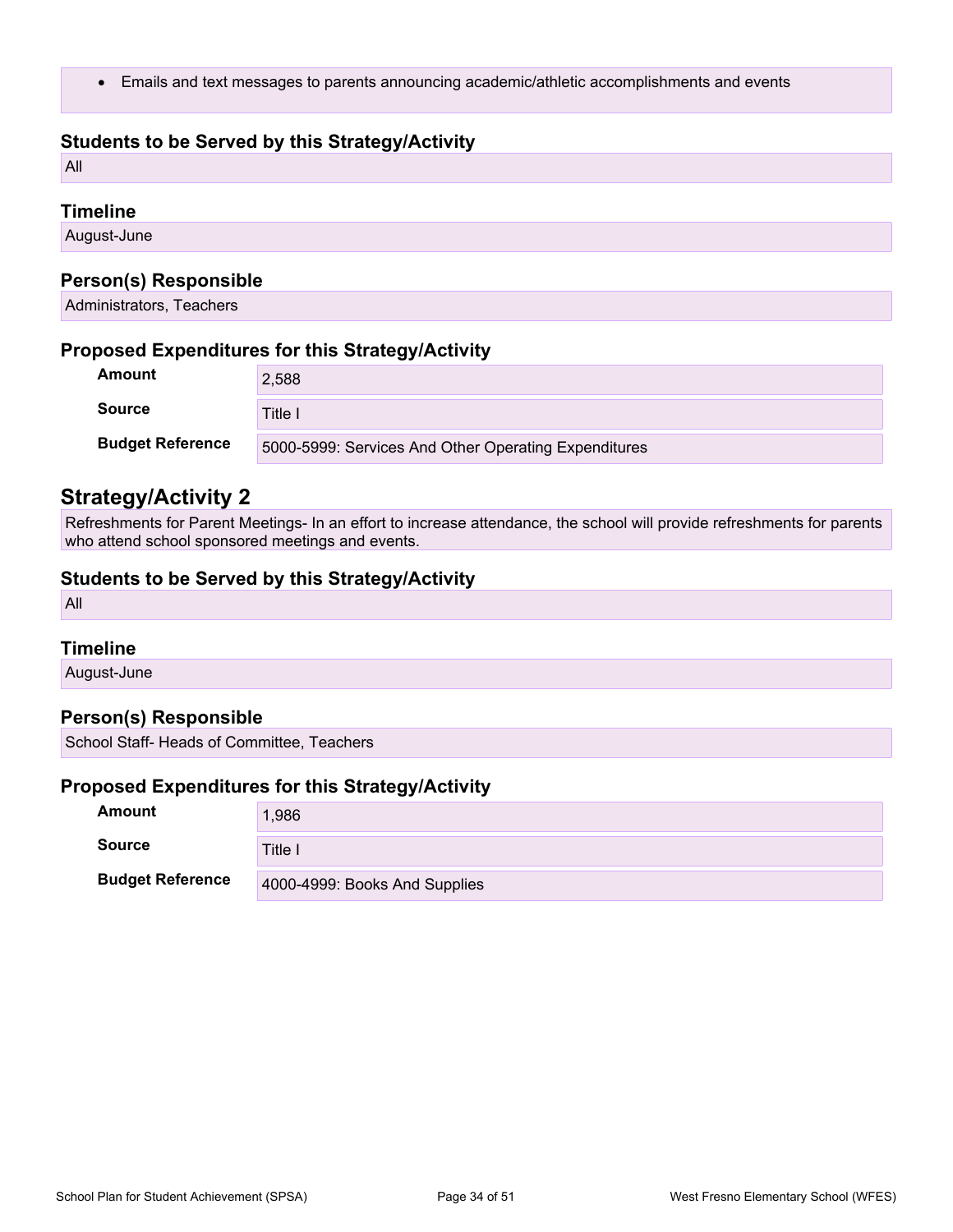- Emails and text messages to parents announcing academic/athletic accomplishments and events

### Students to be Served by this Strategy/Activity

All

### Timeline

August-June

### Person(s) Responsible

Administrators, Teachers

### Proposed Expenditures for this Strategy/Activity

| | |
|---|---|
| **Amount** | 2,588 |
| **Source** | Title I |
| **Budget Reference** | 5000-5999: Services And Other Operating Expenditures |

## Strategy/Activity 2

Refreshments for Parent Meetings- In an effort to increase attendance, the school will provide refreshments for parents who attend school sponsored meetings and events.

### Students to be Served by this Strategy/Activity

All

### Timeline

August-June

### Person(s) Responsible

School Staff- Heads of Committee, Teachers

### Proposed Expenditures for this Strategy/Activity

| | |
|---|---|
| **Amount** | 1,986 |
| **Source** | Title I |
| **Budget Reference** | 4000-4999: Books And Supplies |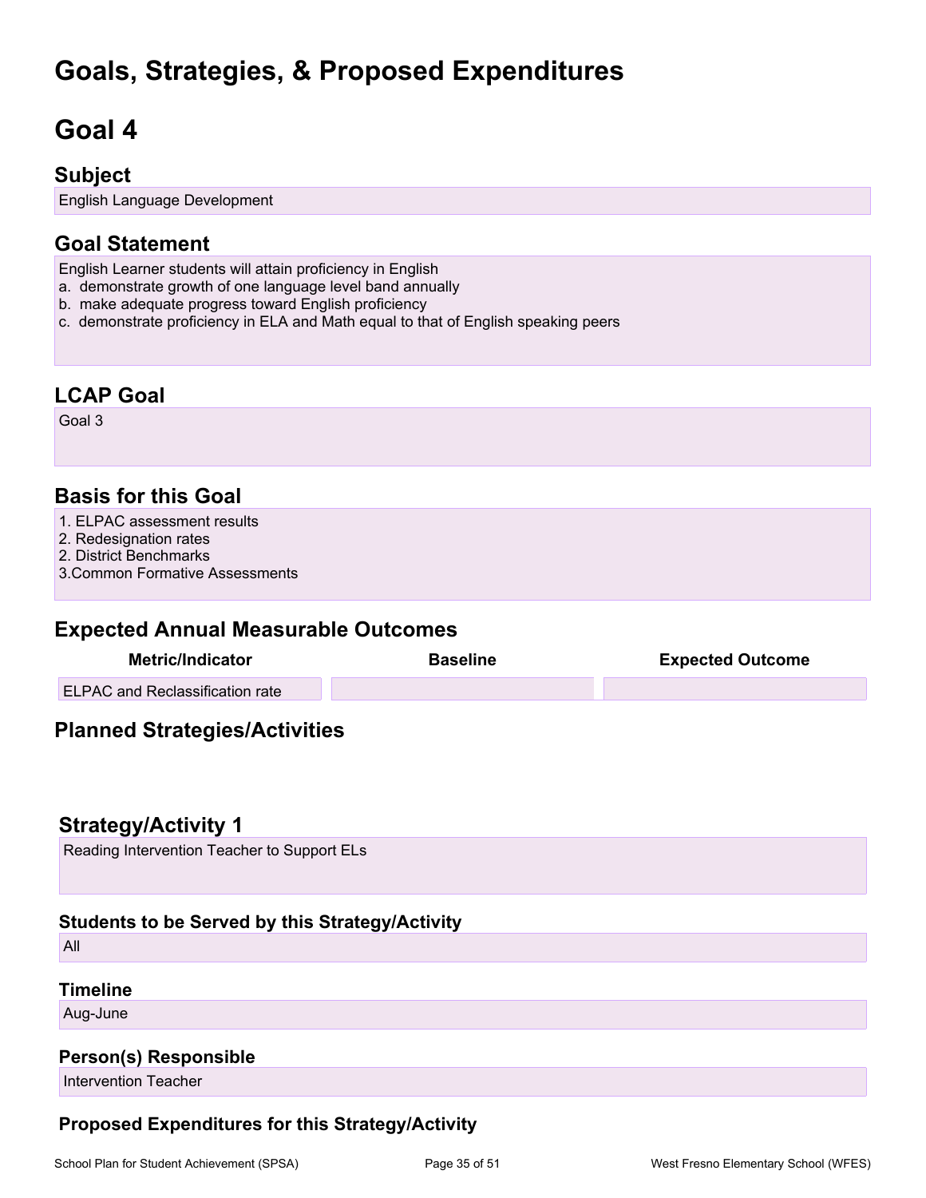# Goals, Strategies, & Proposed Expenditures

# Goal 4

## Subject

English Language Development

## Goal Statement

English Learner students will attain proficiency in English

a. demonstrate growth of one language level band annually
b. make adequate progress toward English proficiency
c. demonstrate proficiency in ELA and Math equal to that of English speaking peers

## LCAP Goal

Goal 3

## Basis for this Goal

1. ELPAC assessment results
2. Redesignation rates
2. District Benchmarks
3.Common Formative Assessments

## Expected Annual Measurable Outcomes

| Metric/Indicator | Baseline | Expected Outcome |
|---|---|---|
| ELPAC and Reclassification rate | | |

## Planned Strategies/Activities

### Strategy/Activity 1

Reading Intervention Teacher to Support ELs

#### Students to be Served by this Strategy/Activity

All

#### Timeline

Aug-June

#### Person(s) Responsible

Intervention Teacher

#### Proposed Expenditures for this Strategy/Activity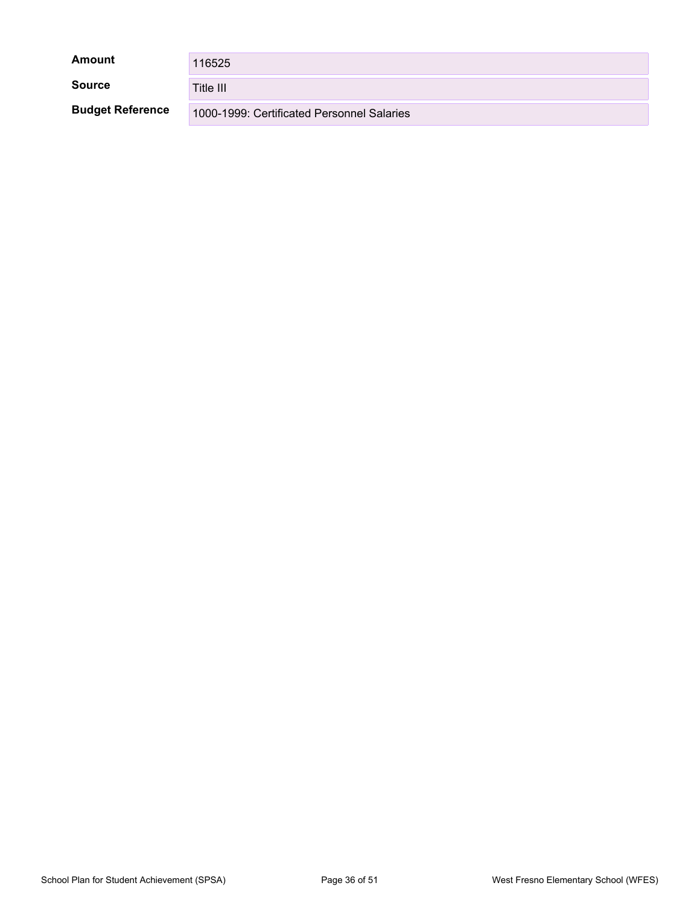| | |
|---|---|
| **Amount** | 116525 |
| **Source** | Title III |
| **Budget Reference** | 1000-1999: Certificated Personnel Salaries |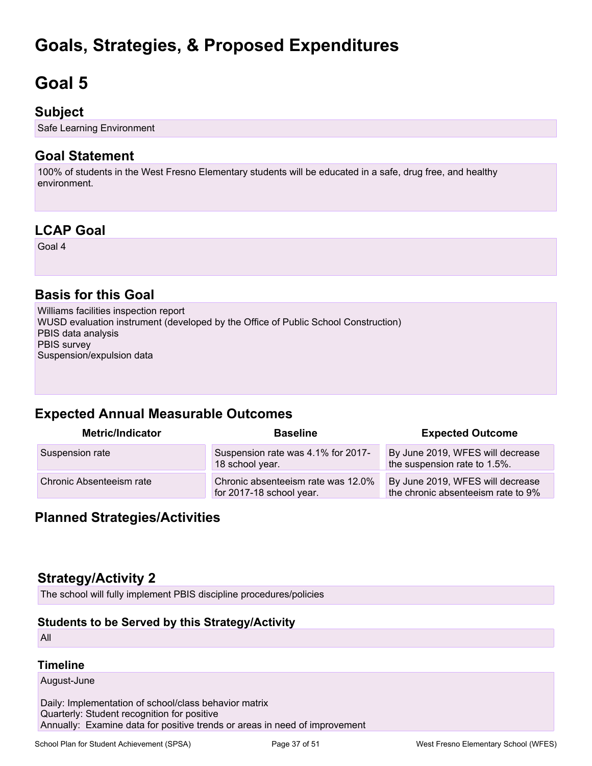# Goals, Strategies, & Proposed Expenditures

# Goal 5

## Subject

Safe Learning Environment

## Goal Statement

100% of students in the West Fresno Elementary students will be educated in a safe, drug free, and healthy environment.

## LCAP Goal

Goal 4

## Basis for this Goal

Williams facilities inspection report
WUSD evaluation instrument (developed by the Office of Public School Construction)
PBIS data analysis
PBIS survey
Suspension/expulsion data

## Expected Annual Measurable Outcomes

| Metric/Indicator | Baseline | Expected Outcome |
|---|---|---|
| Suspension rate | Suspension rate was 4.1% for 2017-18 school year. | By June 2019, WFES will decrease the suspension rate to 1.5%. |
| Chronic Absenteeism rate | Chronic absenteeism rate was 12.0% for 2017-18 school year. | By June 2019, WFES will decrease the chronic absenteeism rate to 9% |

## Planned Strategies/Activities

### Strategy/Activity 2

The school will fully implement PBIS discipline procedures/policies

### Students to be Served by this Strategy/Activity

All

### Timeline

August-June

Daily: Implementation of school/class behavior matrix
Quarterly: Student recognition for positive
Annually: Examine data for positive trends or areas in need of improvement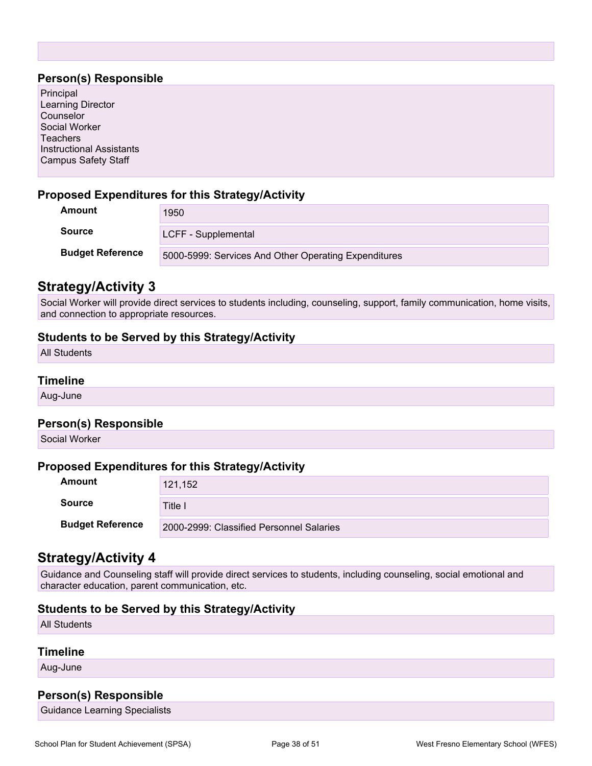### Person(s) Responsible

Principal
Learning Director
Counselor
Social Worker
Teachers
Instructional Assistants
Campus Safety Staff

### Proposed Expenditures for this Strategy/Activity

| | |
|---|---|
| **Amount** | 1950 |
| **Source** | LCFF - Supplemental |
| **Budget Reference** | 5000-5999: Services And Other Operating Expenditures |

## Strategy/Activity 3

Social Worker will provide direct services to students including, counseling, support, family communication, home visits, and connection to appropriate resources.

### Students to be Served by this Strategy/Activity

All Students

### Timeline

Aug-June

### Person(s) Responsible

Social Worker

### Proposed Expenditures for this Strategy/Activity

| | |
|---|---|
| **Amount** | 121,152 |
| **Source** | Title I |
| **Budget Reference** | 2000-2999: Classified Personnel Salaries |

## Strategy/Activity 4

Guidance and Counseling staff will provide direct services to students, including counseling, social emotional and character education, parent communication, etc.

### Students to be Served by this Strategy/Activity

All Students

### Timeline

Aug-June

### Person(s) Responsible

Guidance Learning Specialists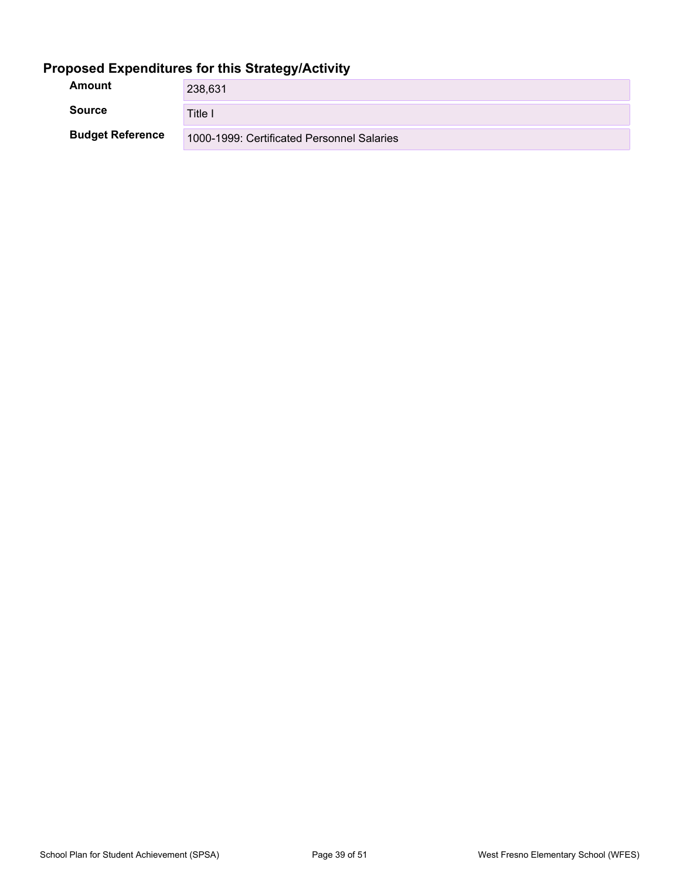## Proposed Expenditures for this Strategy/Activity

| | |
|---|---|
| **Amount** | 238,631 |
| **Source** | Title I |
| **Budget Reference** | 1000-1999: Certificated Personnel Salaries |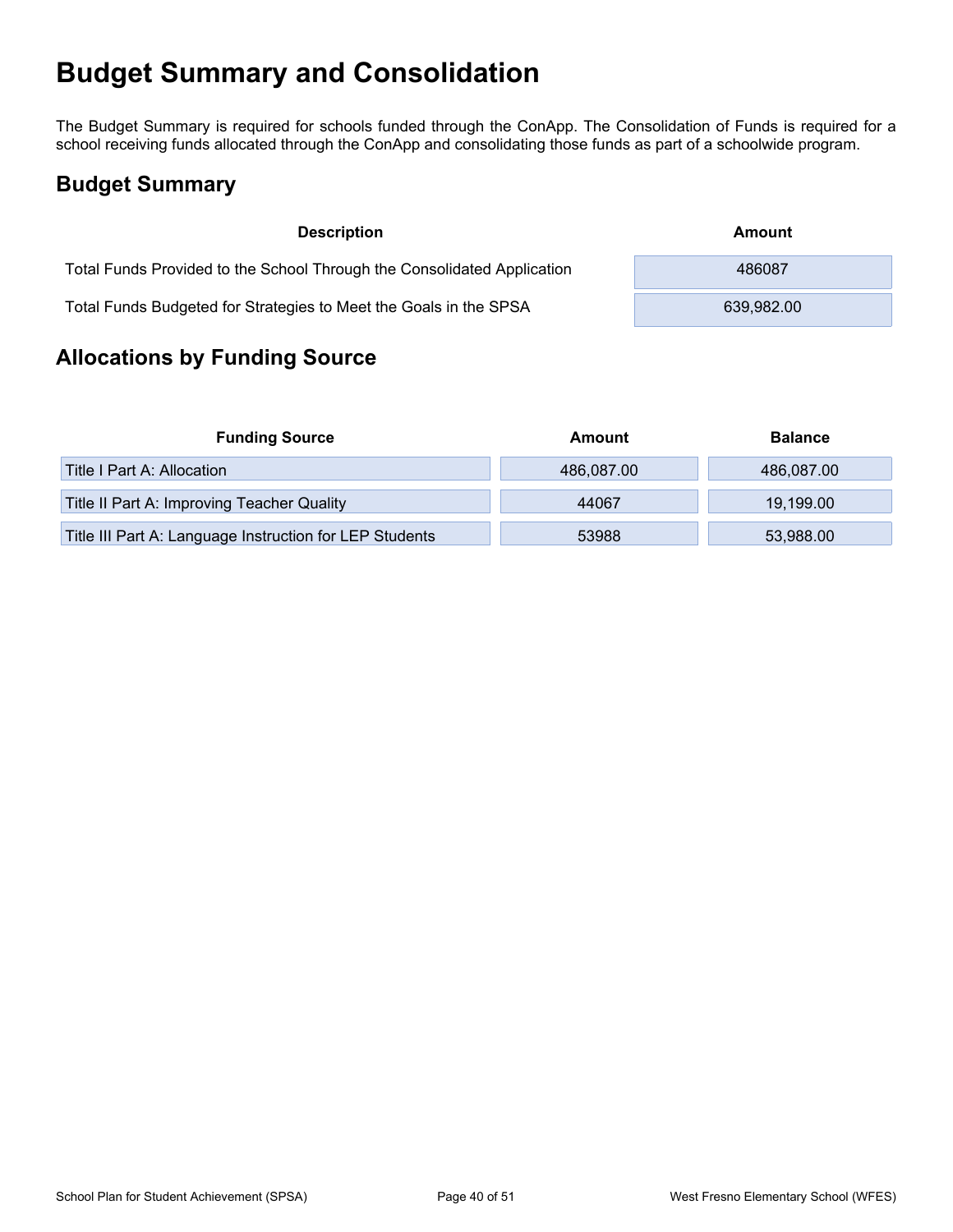# Budget Summary and Consolidation

The Budget Summary is required for schools funded through the ConApp. The Consolidation of Funds is required for a school receiving funds allocated through the ConApp and consolidating those funds as part of a schoolwide program.

## Budget Summary

| Description | Amount |
| --- | --- |
| Total Funds Provided to the School Through the Consolidated Application | 486087 |
| Total Funds Budgeted for Strategies to Meet the Goals in the SPSA | 639,982.00 |

## Allocations by Funding Source

| Funding Source | Amount | Balance |
| --- | --- | --- |
| Title I Part A: Allocation | 486,087.00 | 486,087.00 |
| Title II Part A: Improving Teacher Quality | 44067 | 19,199.00 |
| Title III Part A: Language Instruction for LEP Students | 53988 | 53,988.00 |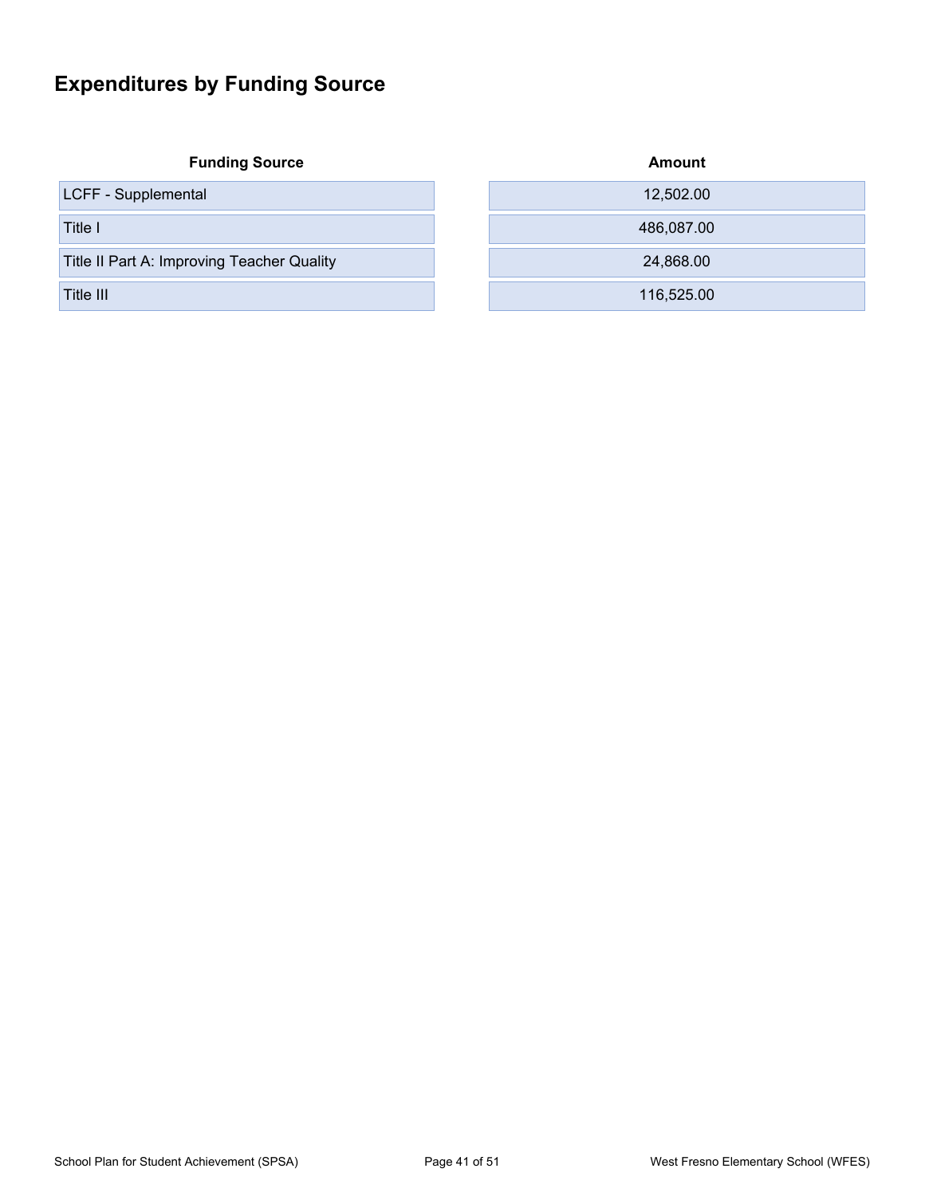# Expenditures by Funding Source

| Funding Source | Amount |
|---|---|
| LCFF - Supplemental | 12,502.00 |
| Title I | 486,087.00 |
| Title II Part A: Improving Teacher Quality | 24,868.00 |
| Title III | 116,525.00 |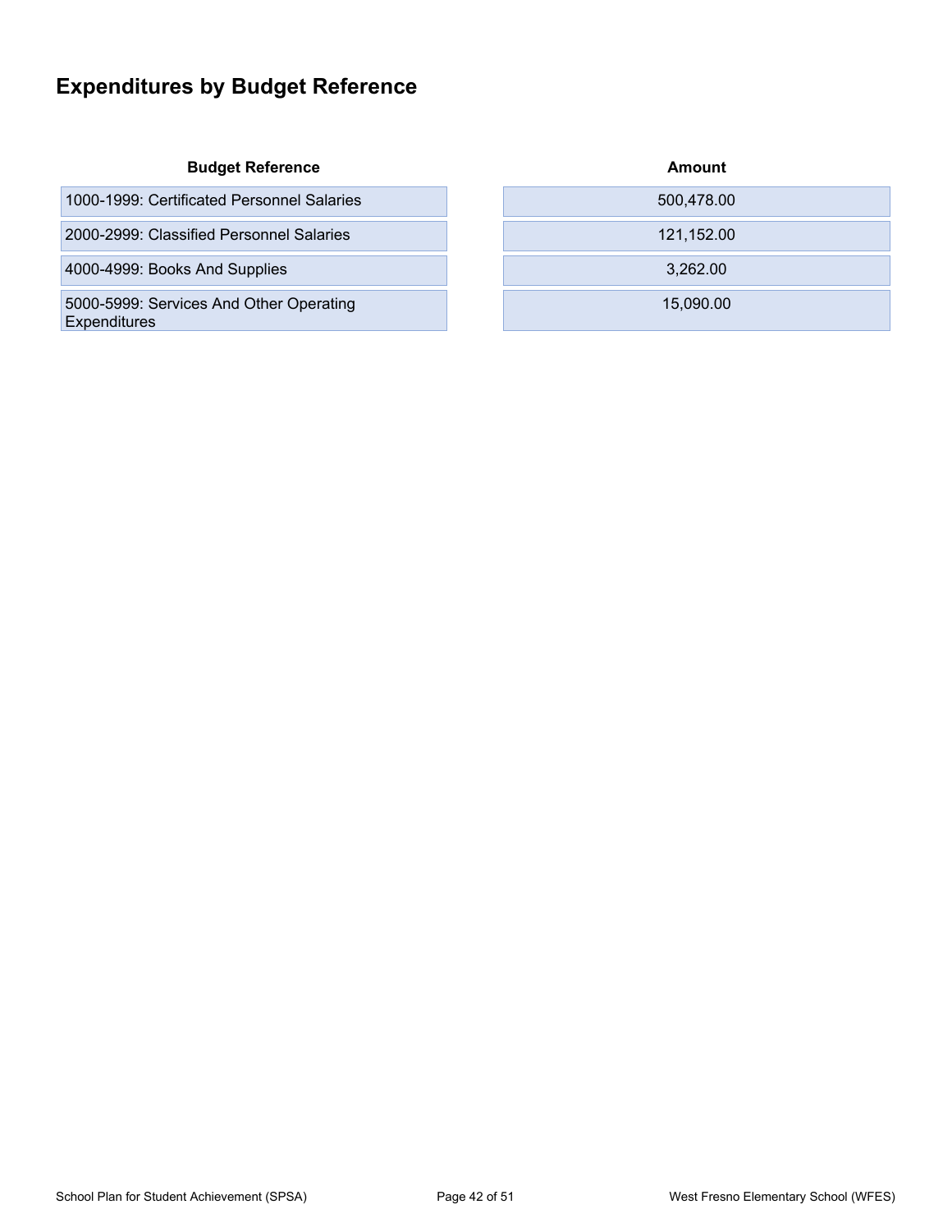# Expenditures by Budget Reference

| Budget Reference | Amount |
| --- | --- |
| 1000-1999: Certificated Personnel Salaries | 500,478.00 |
| 2000-2999: Classified Personnel Salaries | 121,152.00 |
| 4000-4999: Books And Supplies | 3,262.00 |
| 5000-5999: Services And Other Operating Expenditures | 15,090.00 |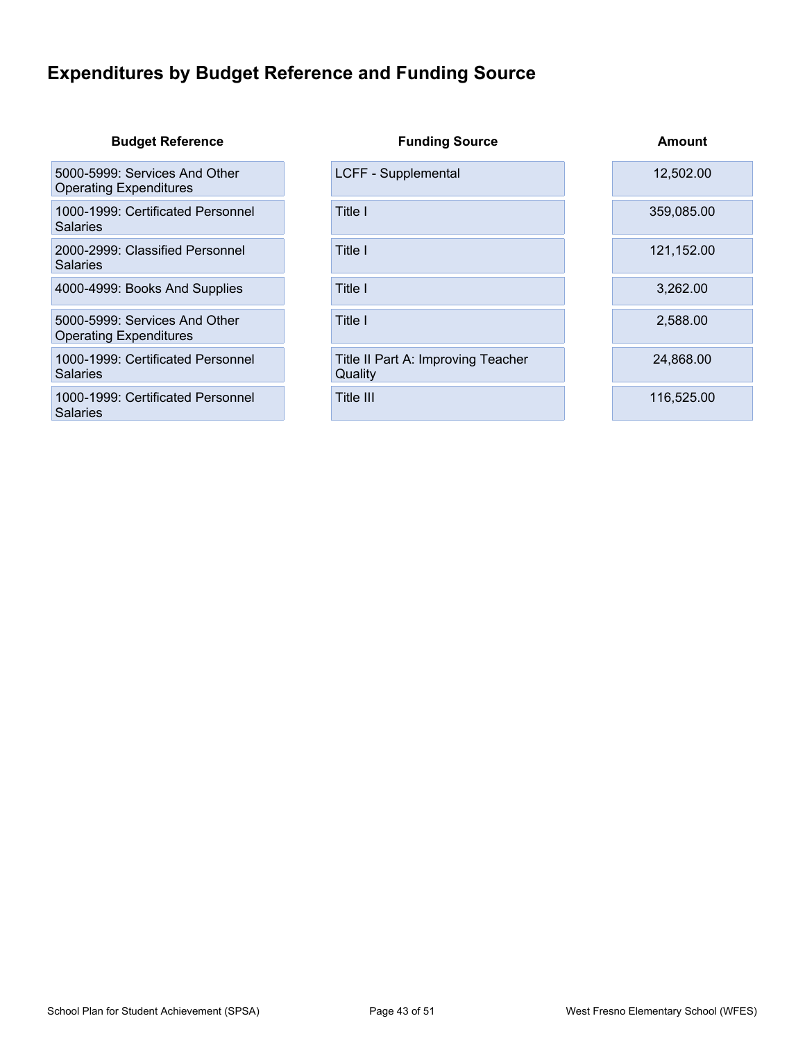# Expenditures by Budget Reference and Funding Source

| Budget Reference | Funding Source | Amount |
|---|---|---|
| 5000-5999: Services And Other Operating Expenditures | LCFF - Supplemental | 12,502.00 |
| 1000-1999: Certificated Personnel Salaries | Title I | 359,085.00 |
| 2000-2999: Classified Personnel Salaries | Title I | 121,152.00 |
| 4000-4999: Books And Supplies | Title I | 3,262.00 |
| 5000-5999: Services And Other Operating Expenditures | Title I | 2,588.00 |
| 1000-1999: Certificated Personnel Salaries | Title II Part A: Improving Teacher Quality | 24,868.00 |
| 1000-1999: Certificated Personnel Salaries | Title III | 116,525.00 |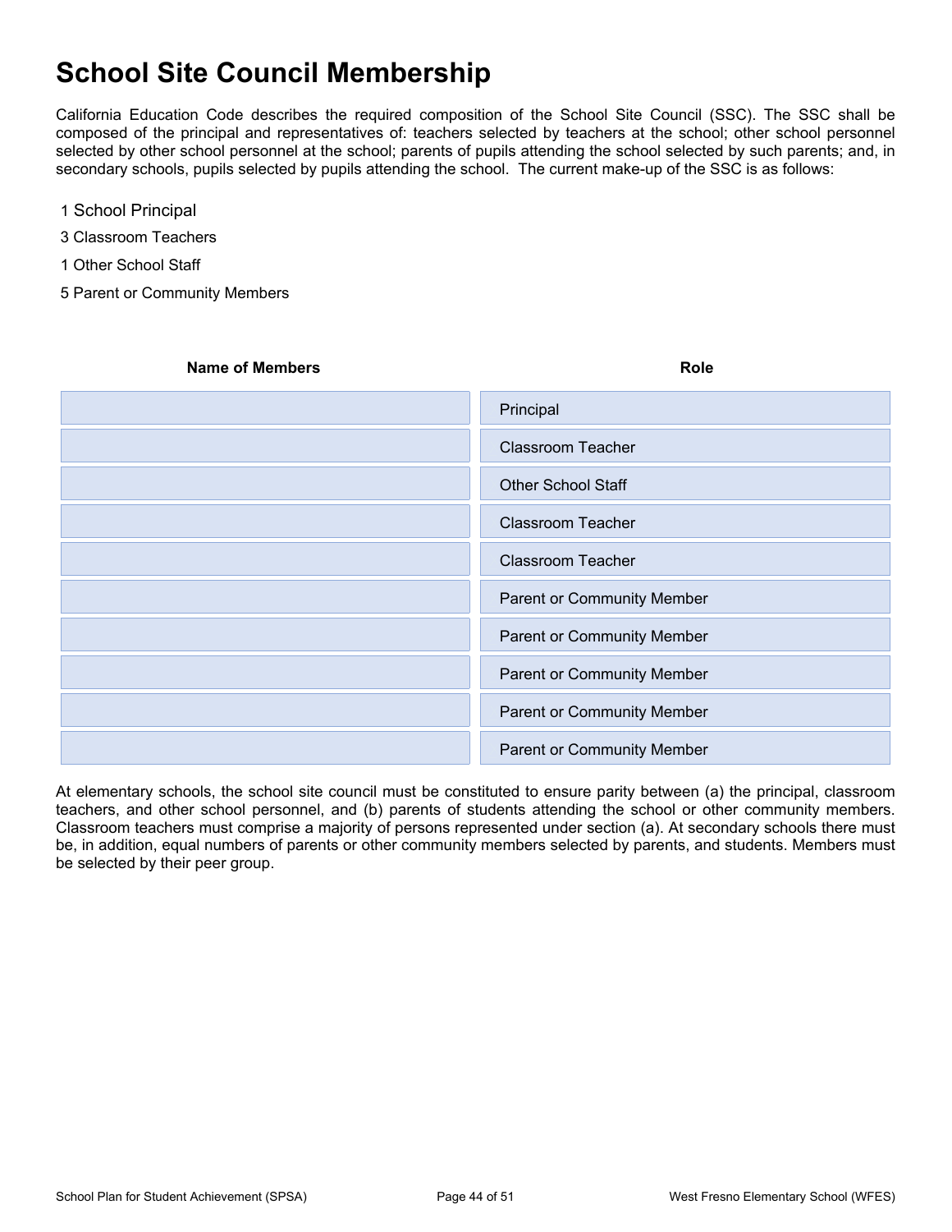# School Site Council Membership

California Education Code describes the required composition of the School Site Council (SSC). The SSC shall be composed of the principal and representatives of: teachers selected by teachers at the school; other school personnel selected by other school personnel at the school; parents of pupils attending the school selected by such parents; and, in secondary schools, pupils selected by pupils attending the school. The current make-up of the SSC is as follows:

1 School Principal

3 Classroom Teachers

1 Other School Staff

5 Parent or Community Members

| Name of Members | Role |
|---|---|
| | Principal |
| | Classroom Teacher |
| | Other School Staff |
| | Classroom Teacher |
| | Classroom Teacher |
| | Parent or Community Member |
| | Parent or Community Member |
| | Parent or Community Member |
| | Parent or Community Member |
| | Parent or Community Member |

At elementary schools, the school site council must be constituted to ensure parity between (a) the principal, classroom teachers, and other school personnel, and (b) parents of students attending the school or other community members. Classroom teachers must comprise a majority of persons represented under section (a). At secondary schools there must be, in addition, equal numbers of parents or other community members selected by parents, and students. Members must be selected by their peer group.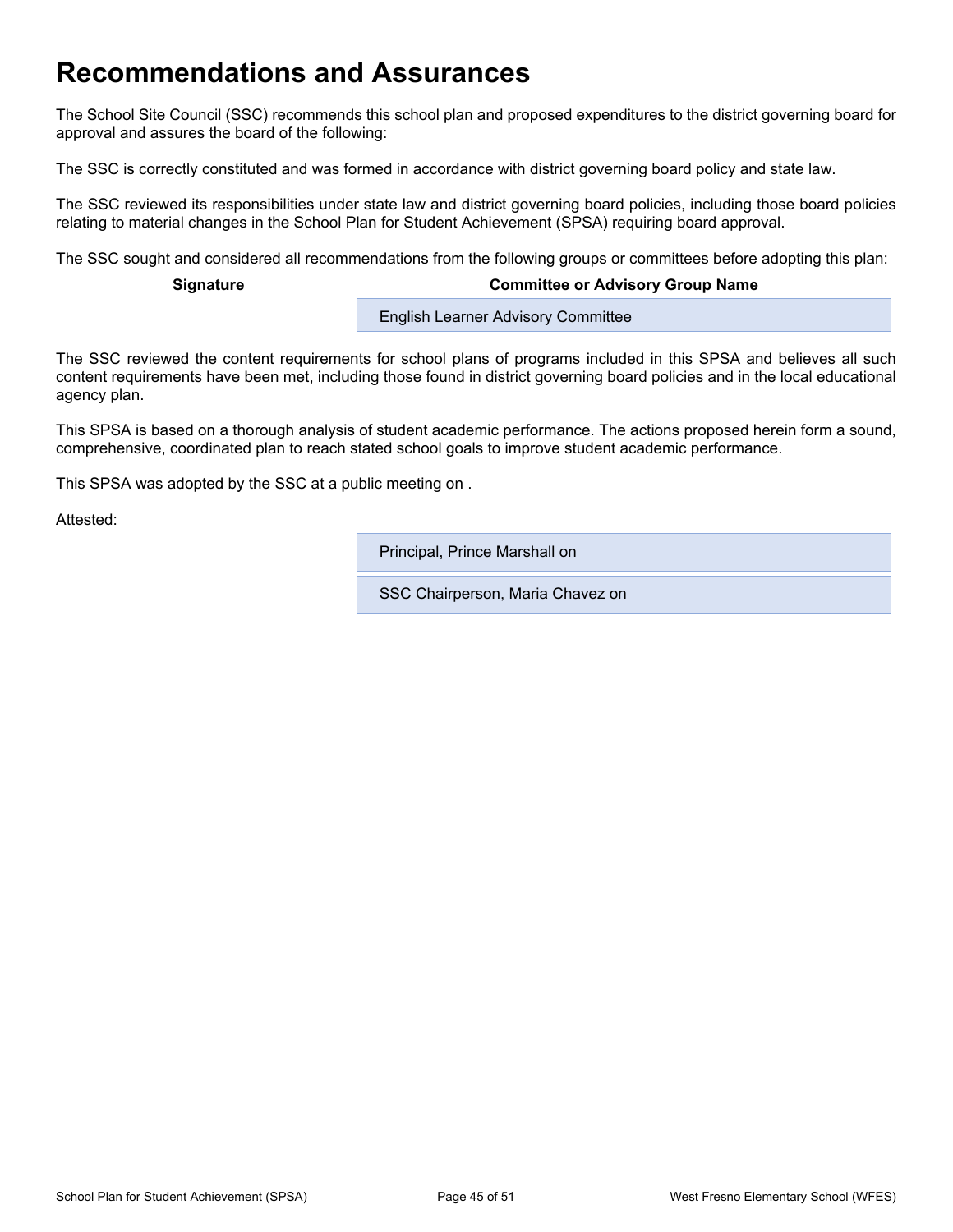# Recommendations and Assurances

The School Site Council (SSC) recommends this school plan and proposed expenditures to the district governing board for approval and assures the board of the following:

The SSC is correctly constituted and was formed in accordance with district governing board policy and state law.

The SSC reviewed its responsibilities under state law and district governing board policies, including those board policies relating to material changes in the School Plan for Student Achievement (SPSA) requiring board approval.

The SSC sought and considered all recommendations from the following groups or committees before adopting this plan:

| Signature | Committee or Advisory Group Name |
|---|---|
| | English Learner Advisory Committee |

The SSC reviewed the content requirements for school plans of programs included in this SPSA and believes all such content requirements have been met, including those found in district governing board policies and in the local educational agency plan.

This SPSA is based on a thorough analysis of student academic performance. The actions proposed herein form a sound, comprehensive, coordinated plan to reach stated school goals to improve student academic performance.

This SPSA was adopted by the SSC at a public meeting on .

Attested:

| | |
|---|---|
| | Principal, Prince Marshall on |
| | SSC Chairperson, Maria Chavez on |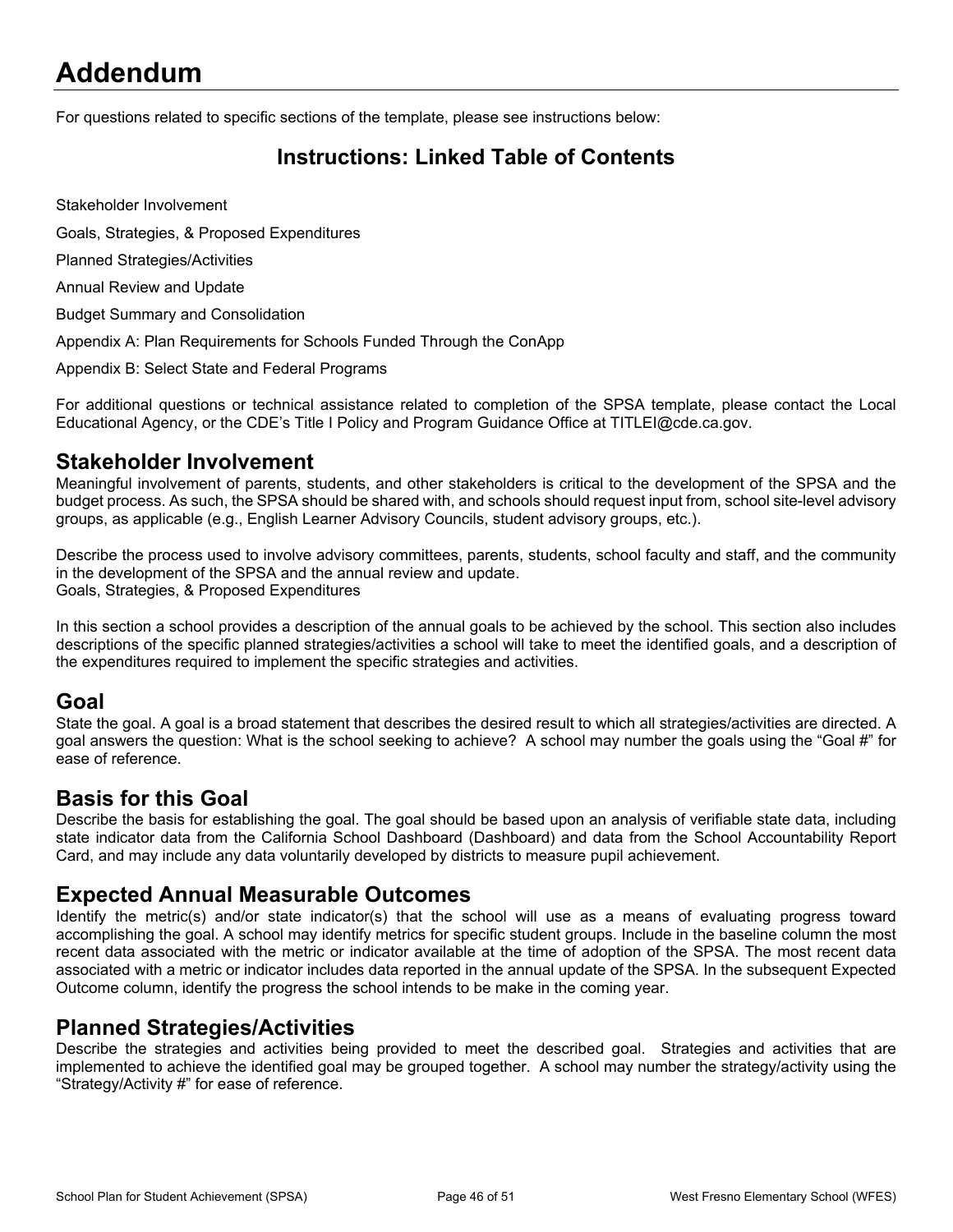# Addendum

For questions related to specific sections of the template, please see instructions below:

## Instructions: Linked Table of Contents

Stakeholder Involvement

Goals, Strategies, & Proposed Expenditures

Planned Strategies/Activities

Annual Review and Update

Budget Summary and Consolidation

Appendix A: Plan Requirements for Schools Funded Through the ConApp

Appendix B: Select State and Federal Programs

For additional questions or technical assistance related to completion of the SPSA template, please contact the Local Educational Agency, or the CDE's Title I Policy and Program Guidance Office at TITLEI@cde.ca.gov.

## Stakeholder Involvement

Meaningful involvement of parents, students, and other stakeholders is critical to the development of the SPSA and the budget process. As such, the SPSA should be shared with, and schools should request input from, school site-level advisory groups, as applicable (e.g., English Learner Advisory Councils, student advisory groups, etc.).

Describe the process used to involve advisory committees, parents, students, school faculty and staff, and the community in the development of the SPSA and the annual review and update.
Goals, Strategies, & Proposed Expenditures

In this section a school provides a description of the annual goals to be achieved by the school. This section also includes descriptions of the specific planned strategies/activities a school will take to meet the identified goals, and a description of the expenditures required to implement the specific strategies and activities.

## Goal

State the goal. A goal is a broad statement that describes the desired result to which all strategies/activities are directed. A goal answers the question: What is the school seeking to achieve? A school may number the goals using the "Goal #" for ease of reference.

## Basis for this Goal

Describe the basis for establishing the goal. The goal should be based upon an analysis of verifiable state data, including state indicator data from the California School Dashboard (Dashboard) and data from the School Accountability Report Card, and may include any data voluntarily developed by districts to measure pupil achievement.

## Expected Annual Measurable Outcomes

Identify the metric(s) and/or state indicator(s) that the school will use as a means of evaluating progress toward accomplishing the goal. A school may identify metrics for specific student groups. Include in the baseline column the most recent data associated with the metric or indicator available at the time of adoption of the SPSA. The most recent data associated with a metric or indicator includes data reported in the annual update of the SPSA. In the subsequent Expected Outcome column, identify the progress the school intends to be make in the coming year.

## Planned Strategies/Activities

Describe the strategies and activities being provided to meet the described goal. Strategies and activities that are implemented to achieve the identified goal may be grouped together. A school may number the strategy/activity using the "Strategy/Activity #" for ease of reference.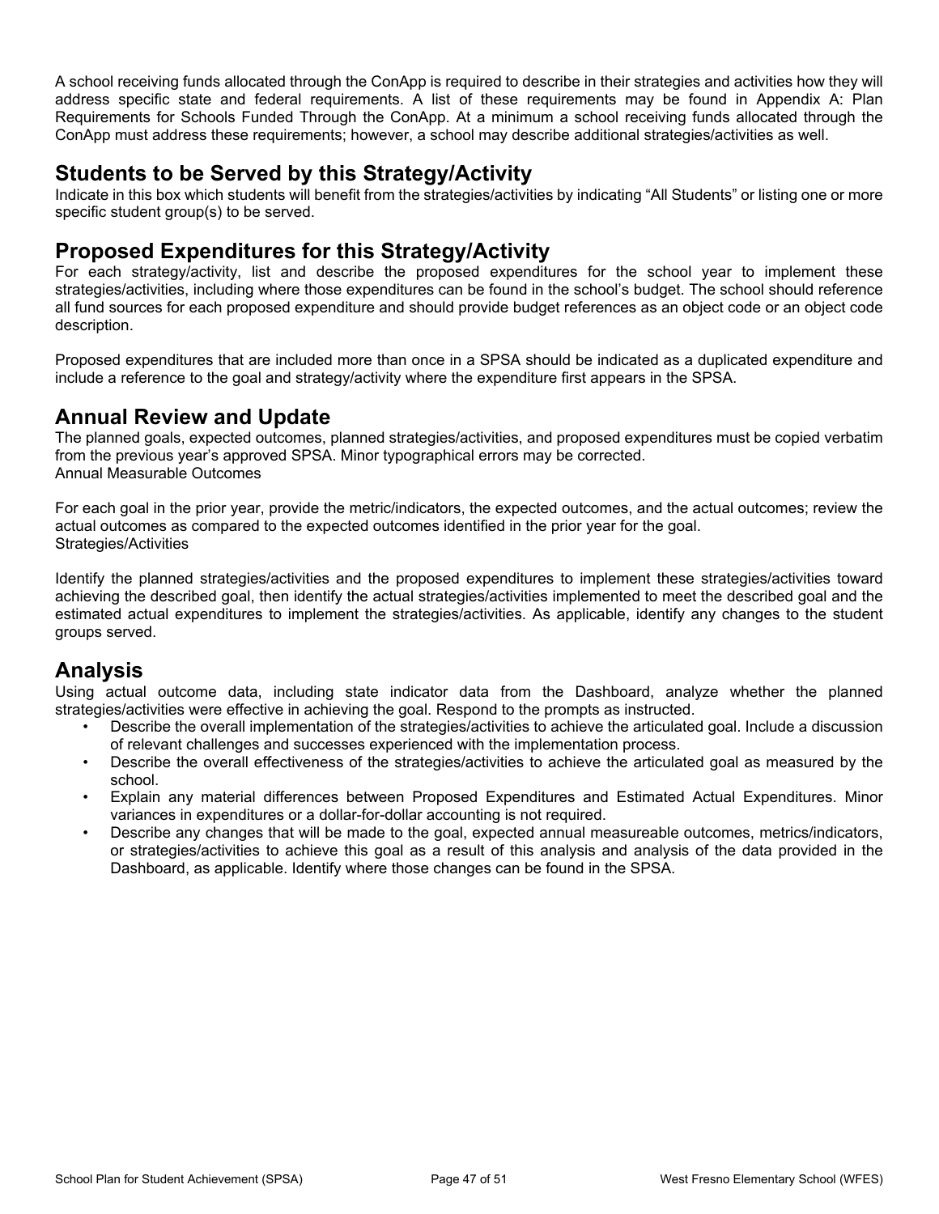A school receiving funds allocated through the ConApp is required to describe in their strategies and activities how they will address specific state and federal requirements. A list of these requirements may be found in Appendix A: Plan Requirements for Schools Funded Through the ConApp. At a minimum a school receiving funds allocated through the ConApp must address these requirements; however, a school may describe additional strategies/activities as well.

## Students to be Served by this Strategy/Activity

Indicate in this box which students will benefit from the strategies/activities by indicating "All Students" or listing one or more specific student group(s) to be served.

## Proposed Expenditures for this Strategy/Activity

For each strategy/activity, list and describe the proposed expenditures for the school year to implement these strategies/activities, including where those expenditures can be found in the school's budget. The school should reference all fund sources for each proposed expenditure and should provide budget references as an object code or an object code description.

Proposed expenditures that are included more than once in a SPSA should be indicated as a duplicated expenditure and include a reference to the goal and strategy/activity where the expenditure first appears in the SPSA.

## Annual Review and Update

The planned goals, expected outcomes, planned strategies/activities, and proposed expenditures must be copied verbatim from the previous year's approved SPSA. Minor typographical errors may be corrected.
Annual Measurable Outcomes

For each goal in the prior year, provide the metric/indicators, the expected outcomes, and the actual outcomes; review the actual outcomes as compared to the expected outcomes identified in the prior year for the goal.
Strategies/Activities

Identify the planned strategies/activities and the proposed expenditures to implement these strategies/activities toward achieving the described goal, then identify the actual strategies/activities implemented to meet the described goal and the estimated actual expenditures to implement the strategies/activities. As applicable, identify any changes to the student groups served.

## Analysis

Using actual outcome data, including state indicator data from the Dashboard, analyze whether the planned strategies/activities were effective in achieving the goal. Respond to the prompts as instructed.

- Describe the overall implementation of the strategies/activities to achieve the articulated goal. Include a discussion of relevant challenges and successes experienced with the implementation process.
- Describe the overall effectiveness of the strategies/activities to achieve the articulated goal as measured by the school.
- Explain any material differences between Proposed Expenditures and Estimated Actual Expenditures. Minor variances in expenditures or a dollar-for-dollar accounting is not required.
- Describe any changes that will be made to the goal, expected annual measureable outcomes, metrics/indicators, or strategies/activities to achieve this goal as a result of this analysis and analysis of the data provided in the Dashboard, as applicable. Identify where those changes can be found in the SPSA.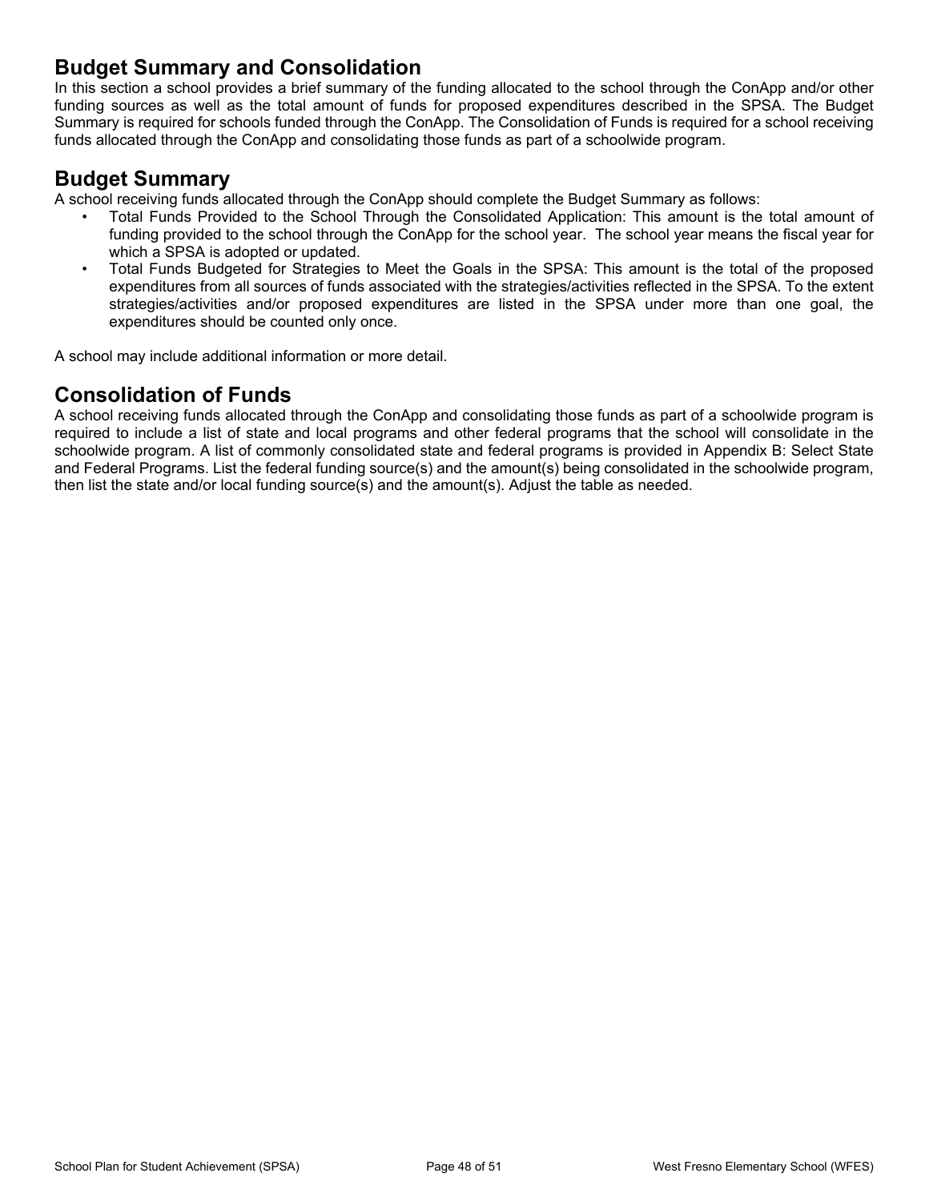## Budget Summary and Consolidation

In this section a school provides a brief summary of the funding allocated to the school through the ConApp and/or other funding sources as well as the total amount of funds for proposed expenditures described in the SPSA. The Budget Summary is required for schools funded through the ConApp. The Consolidation of Funds is required for a school receiving funds allocated through the ConApp and consolidating those funds as part of a schoolwide program.

## Budget Summary

A school receiving funds allocated through the ConApp should complete the Budget Summary as follows:

- Total Funds Provided to the School Through the Consolidated Application: This amount is the total amount of funding provided to the school through the ConApp for the school year. The school year means the fiscal year for which a SPSA is adopted or updated.
- Total Funds Budgeted for Strategies to Meet the Goals in the SPSA: This amount is the total of the proposed expenditures from all sources of funds associated with the strategies/activities reflected in the SPSA. To the extent strategies/activities and/or proposed expenditures are listed in the SPSA under more than one goal, the expenditures should be counted only once.

A school may include additional information or more detail.

## Consolidation of Funds

A school receiving funds allocated through the ConApp and consolidating those funds as part of a schoolwide program is required to include a list of state and local programs and other federal programs that the school will consolidate in the schoolwide program. A list of commonly consolidated state and federal programs is provided in Appendix B: Select State and Federal Programs. List the federal funding source(s) and the amount(s) being consolidated in the schoolwide program, then list the state and/or local funding source(s) and the amount(s). Adjust the table as needed.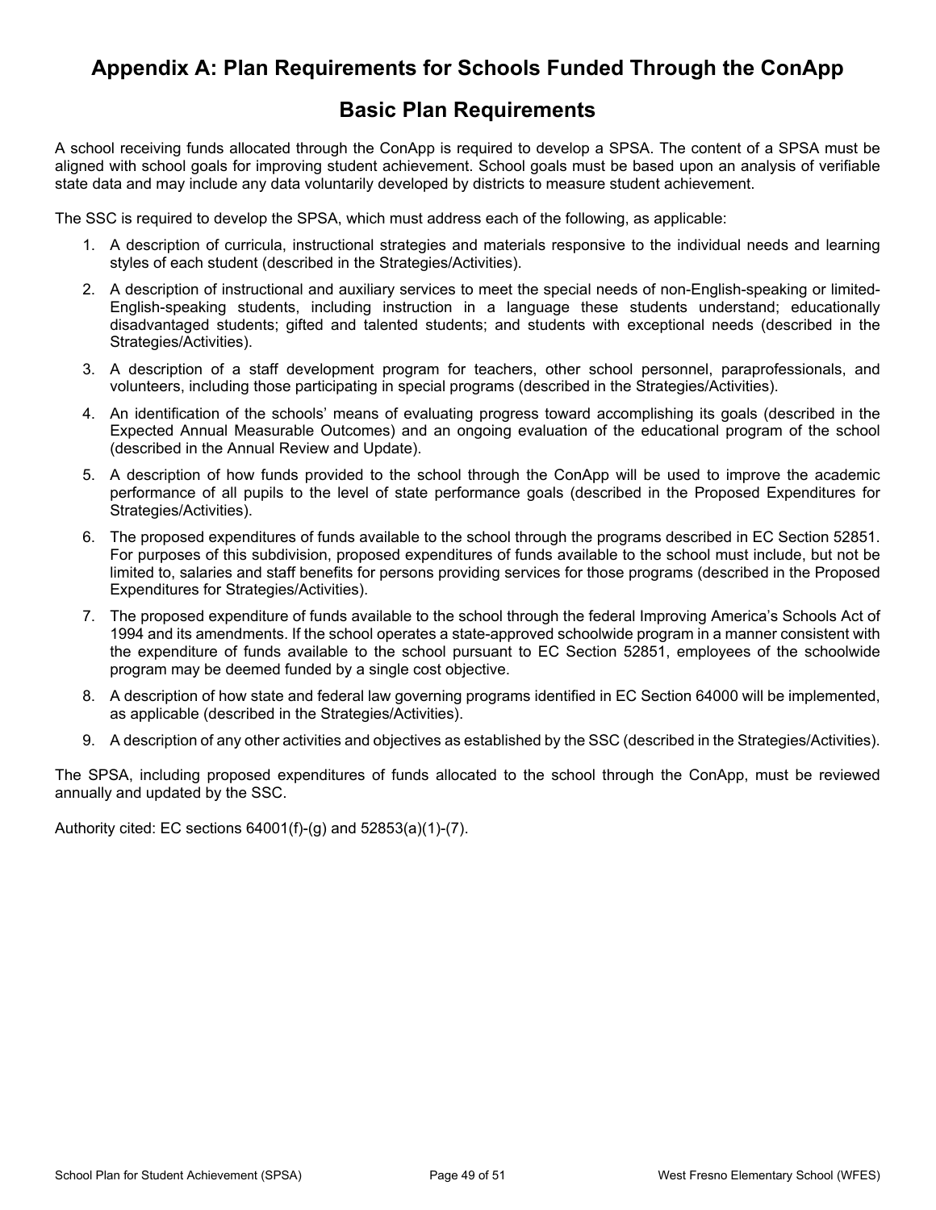# Appendix A: Plan Requirements for Schools Funded Through the ConApp

## Basic Plan Requirements

A school receiving funds allocated through the ConApp is required to develop a SPSA. The content of a SPSA must be aligned with school goals for improving student achievement. School goals must be based upon an analysis of verifiable state data and may include any data voluntarily developed by districts to measure student achievement.

The SSC is required to develop the SPSA, which must address each of the following, as applicable:

1. A description of curricula, instructional strategies and materials responsive to the individual needs and learning styles of each student (described in the Strategies/Activities).
2. A description of instructional and auxiliary services to meet the special needs of non-English-speaking or limited-English-speaking students, including instruction in a language these students understand; educationally disadvantaged students; gifted and talented students; and students with exceptional needs (described in the Strategies/Activities).
3. A description of a staff development program for teachers, other school personnel, paraprofessionals, and volunteers, including those participating in special programs (described in the Strategies/Activities).
4. An identification of the schools' means of evaluating progress toward accomplishing its goals (described in the Expected Annual Measurable Outcomes) and an ongoing evaluation of the educational program of the school (described in the Annual Review and Update).
5. A description of how funds provided to the school through the ConApp will be used to improve the academic performance of all pupils to the level of state performance goals (described in the Proposed Expenditures for Strategies/Activities).
6. The proposed expenditures of funds available to the school through the programs described in EC Section 52851. For purposes of this subdivision, proposed expenditures of funds available to the school must include, but not be limited to, salaries and staff benefits for persons providing services for those programs (described in the Proposed Expenditures for Strategies/Activities).
7. The proposed expenditure of funds available to the school through the federal Improving America's Schools Act of 1994 and its amendments. If the school operates a state-approved schoolwide program in a manner consistent with the expenditure of funds available to the school pursuant to EC Section 52851, employees of the schoolwide program may be deemed funded by a single cost objective.
8. A description of how state and federal law governing programs identified in EC Section 64000 will be implemented, as applicable (described in the Strategies/Activities).
9. A description of any other activities and objectives as established by the SSC (described in the Strategies/Activities).

The SPSA, including proposed expenditures of funds allocated to the school through the ConApp, must be reviewed annually and updated by the SSC.

Authority cited: EC sections 64001(f)-(g) and 52853(a)(1)-(7).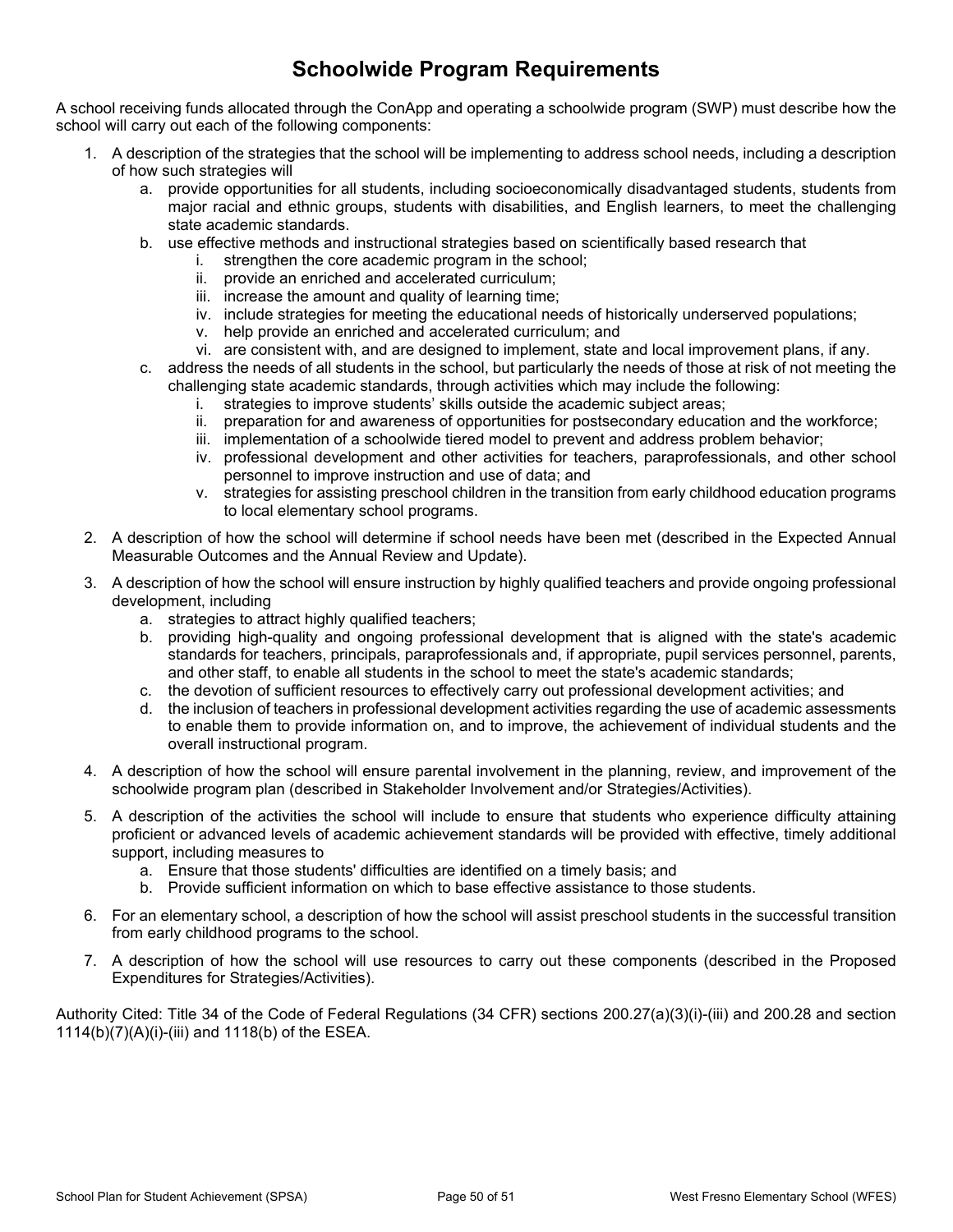# Schoolwide Program Requirements

A school receiving funds allocated through the ConApp and operating a schoolwide program (SWP) must describe how the school will carry out each of the following components:

1. A description of the strategies that the school will be implementing to address school needs, including a description of how such strategies will
   a. provide opportunities for all students, including socioeconomically disadvantaged students, students from major racial and ethnic groups, students with disabilities, and English learners, to meet the challenging state academic standards.
   b. use effective methods and instructional strategies based on scientifically based research that
      i. strengthen the core academic program in the school;
      ii. provide an enriched and accelerated curriculum;
      iii. increase the amount and quality of learning time;
      iv. include strategies for meeting the educational needs of historically underserved populations;
      v. help provide an enriched and accelerated curriculum; and
      vi. are consistent with, and are designed to implement, state and local improvement plans, if any.
   c. address the needs of all students in the school, but particularly the needs of those at risk of not meeting the challenging state academic standards, through activities which may include the following:
      i. strategies to improve students' skills outside the academic subject areas;
      ii. preparation for and awareness of opportunities for postsecondary education and the workforce;
      iii. implementation of a schoolwide tiered model to prevent and address problem behavior;
      iv. professional development and other activities for teachers, paraprofessionals, and other school personnel to improve instruction and use of data; and
      v. strategies for assisting preschool children in the transition from early childhood education programs to local elementary school programs.
2. A description of how the school will determine if school needs have been met (described in the Expected Annual Measurable Outcomes and the Annual Review and Update).
3. A description of how the school will ensure instruction by highly qualified teachers and provide ongoing professional development, including
   a. strategies to attract highly qualified teachers;
   b. providing high-quality and ongoing professional development that is aligned with the state's academic standards for teachers, principals, paraprofessionals and, if appropriate, pupil services personnel, parents, and other staff, to enable all students in the school to meet the state's academic standards;
   c. the devotion of sufficient resources to effectively carry out professional development activities; and
   d. the inclusion of teachers in professional development activities regarding the use of academic assessments to enable them to provide information on, and to improve, the achievement of individual students and the overall instructional program.
4. A description of how the school will ensure parental involvement in the planning, review, and improvement of the schoolwide program plan (described in Stakeholder Involvement and/or Strategies/Activities).
5. A description of the activities the school will include to ensure that students who experience difficulty attaining proficient or advanced levels of academic achievement standards will be provided with effective, timely additional support, including measures to
   a. Ensure that those students' difficulties are identified on a timely basis; and
   b. Provide sufficient information on which to base effective assistance to those students.
6. For an elementary school, a description of how the school will assist preschool students in the successful transition from early childhood programs to the school.
7. A description of how the school will use resources to carry out these components (described in the Proposed Expenditures for Strategies/Activities).

Authority Cited: Title 34 of the Code of Federal Regulations (34 CFR) sections 200.27(a)(3)(i)-(iii) and 200.28 and section 1114(b)(7)(A)(i)-(iii) and 1118(b) of the ESEA.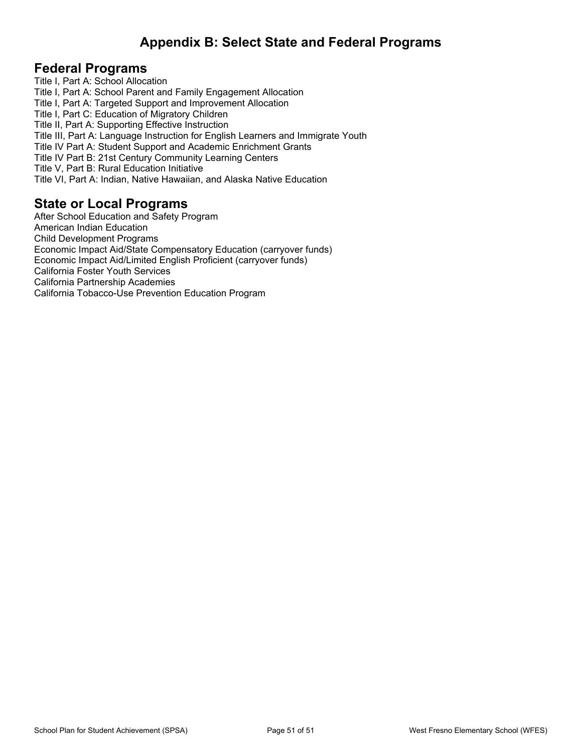# Appendix B: Select State and Federal Programs

## Federal Programs

Title I, Part A: School Allocation
Title I, Part A: School Parent and Family Engagement Allocation
Title I, Part A: Targeted Support and Improvement Allocation
Title I, Part C: Education of Migratory Children
Title II, Part A: Supporting Effective Instruction
Title III, Part A: Language Instruction for English Learners and Immigrate Youth
Title IV Part A: Student Support and Academic Enrichment Grants
Title IV Part B: 21st Century Community Learning Centers
Title V, Part B: Rural Education Initiative
Title VI, Part A: Indian, Native Hawaiian, and Alaska Native Education

## State or Local Programs

After School Education and Safety Program
American Indian Education
Child Development Programs
Economic Impact Aid/State Compensatory Education (carryover funds)
Economic Impact Aid/Limited English Proficient (carryover funds)
California Foster Youth Services
California Partnership Academies
California Tobacco-Use Prevention Education Program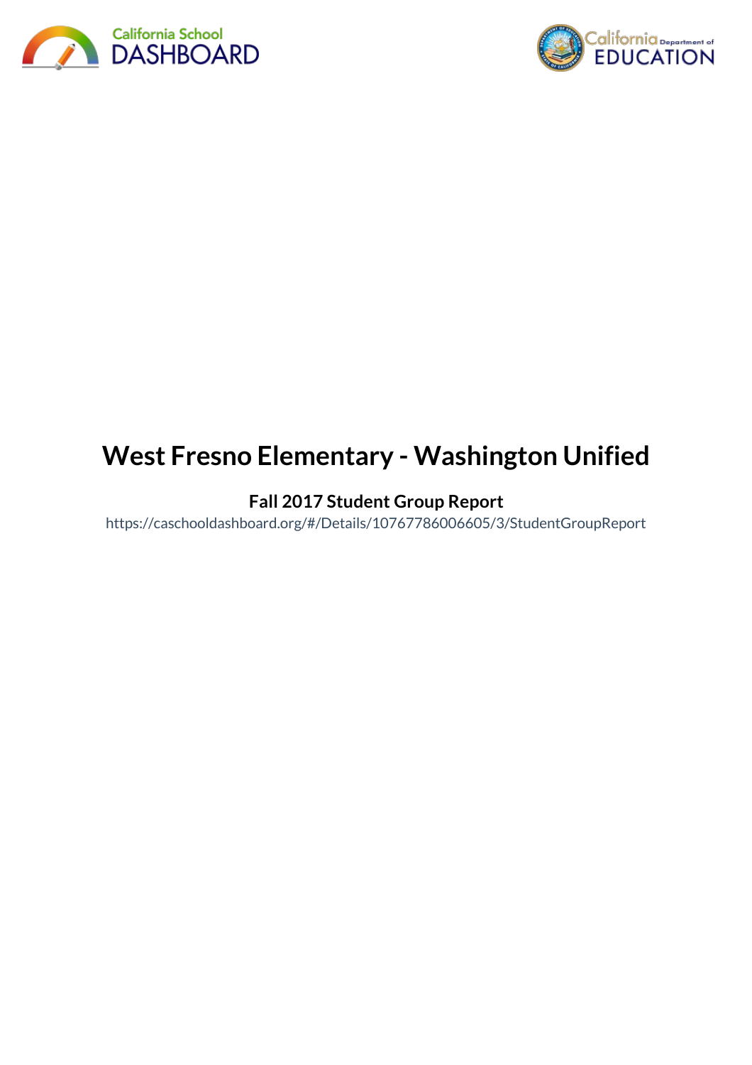# West Fresno Elementary - Washington Unified

**Fall 2017 Student Group Report**

https://caschooldashboard.org/#/Details/10767786006605/3/StudentGroupReport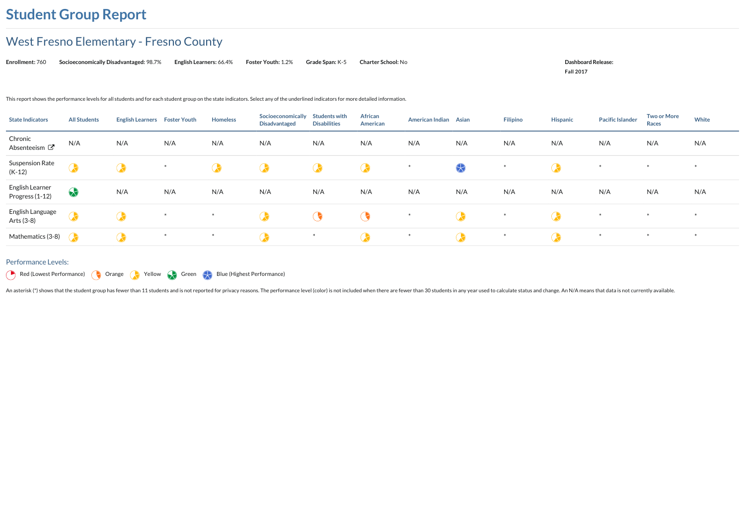# Student Group Report

## West Fresno Elementary - Fresno County

**Enrollment:** 760 **Socioeconomically Disadvantaged:** 98.7% **English Learners:** 66.4% **Foster Youth:** 1.2% **Grade Span:** K-5 **Charter School:** No

**Dashboard Release:** **Fall 2017**

This report shows the performance levels for all students and for each student group on the state indicators. Select any of the underlined indicators for more detailed information.

| State Indicators | All Students | English Learners | Foster Youth | Homeless | Socioeconomically Disadvantaged | Students with Disabilities | African American | American Indian | Asian | Filipino | Hispanic | Pacific Islander | Two or More Races | White |
|---|---|---|---|---|---|---|---|---|---|---|---|---|---|---|
| Chronic Absenteeism | N/A | N/A | N/A | N/A | N/A | N/A | N/A | N/A | N/A | N/A | N/A | N/A | N/A | N/A |
| Suspension Rate (K-12) | Yellow | Yellow | * | Yellow | Yellow | Yellow | Yellow | * | Blue | * | Yellow | * | * | * |
| English Learner Progress (1-12) | Green | N/A | N/A | N/A | N/A | N/A | N/A | N/A | N/A | N/A | N/A | N/A | N/A | N/A |
| English Language Arts (3-8) | Yellow | Yellow | * | * | Yellow | Orange | Orange | * | Yellow | * | Yellow | * | * | * |
| Mathematics (3-8) | Yellow | Yellow | * | * | Yellow | * | Yellow | * | Yellow | * | Yellow | * | * | * |

Performance Levels:

Red (Lowest Performance) Orange Yellow Green Blue (Highest Performance)

An asterisk (*) shows that the student group has fewer than 11 students and is not reported for privacy reasons. The performance level (color) is not included when there are fewer than 30 students in any year used to calculate status and change. An N/A means that data is not currently available.